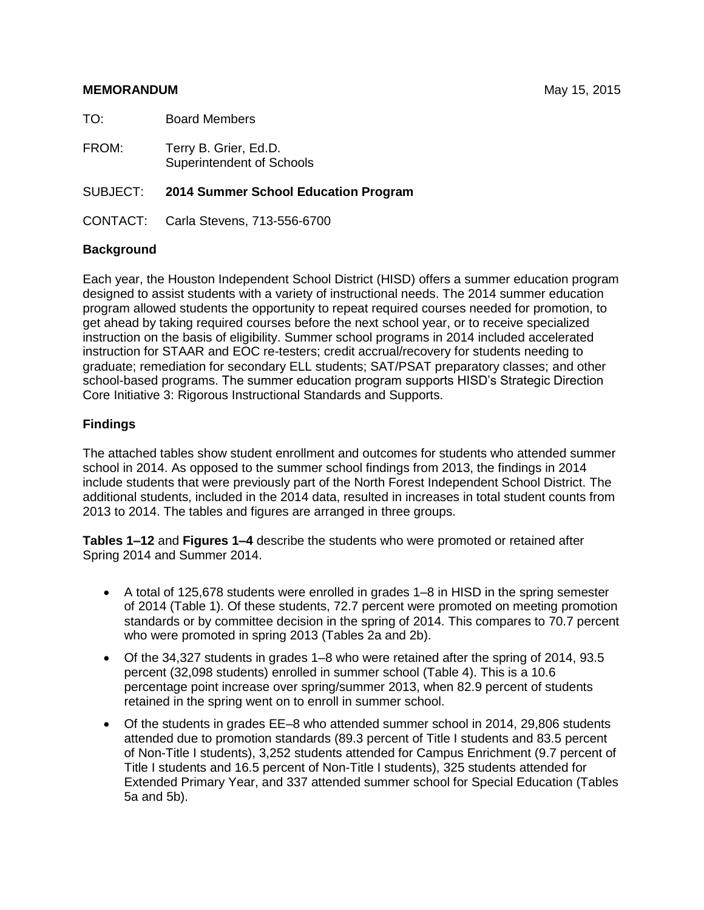**MEMORANDUM** May 15, 2015

TO: Board Members

FROM: Terry B. Grier, Ed.D.
Superintendent of Schools

SUBJECT: **2014 Summer School Education Program**

CONTACT: Carla Stevens, 713-556-6700

**Background**

Each year, the Houston Independent School District (HISD) offers a summer education program designed to assist students with a variety of instructional needs. The 2014 summer education program allowed students the opportunity to repeat required courses needed for promotion, to get ahead by taking required courses before the next school year, or to receive specialized instruction on the basis of eligibility. Summer school programs in 2014 included accelerated instruction for STAAR and EOC re-testers; credit accrual/recovery for students needing to graduate; remediation for secondary ELL students; SAT/PSAT preparatory classes; and other school-based programs. The summer education program supports HISD's Strategic Direction Core Initiative 3: Rigorous Instructional Standards and Supports.

**Findings**

The attached tables show student enrollment and outcomes for students who attended summer school in 2014. As opposed to the summer school findings from 2013, the findings in 2014 include students that were previously part of the North Forest Independent School District. The additional students, included in the 2014 data, resulted in increases in total student counts from 2013 to 2014. The tables and figures are arranged in three groups.

**Tables 1–12** and **Figures 1–4** describe the students who were promoted or retained after Spring 2014 and Summer 2014.

- A total of 125,678 students were enrolled in grades 1–8 in HISD in the spring semester of 2014 (Table 1). Of these students, 72.7 percent were promoted on meeting promotion standards or by committee decision in the spring of 2014. This compares to 70.7 percent who were promoted in spring 2013 (Tables 2a and 2b).
- Of the 34,327 students in grades 1–8 who were retained after the spring of 2014, 93.5 percent (32,098 students) enrolled in summer school (Table 4). This is a 10.6 percentage point increase over spring/summer 2013, when 82.9 percent of students retained in the spring went on to enroll in summer school.
- Of the students in grades EE–8 who attended summer school in 2014, 29,806 students attended due to promotion standards (89.3 percent of Title I students and 83.5 percent of Non-Title I students), 3,252 students attended for Campus Enrichment (9.7 percent of Title I students and 16.5 percent of Non-Title I students), 325 students attended for Extended Primary Year, and 337 attended summer school for Special Education (Tables 5a and 5b).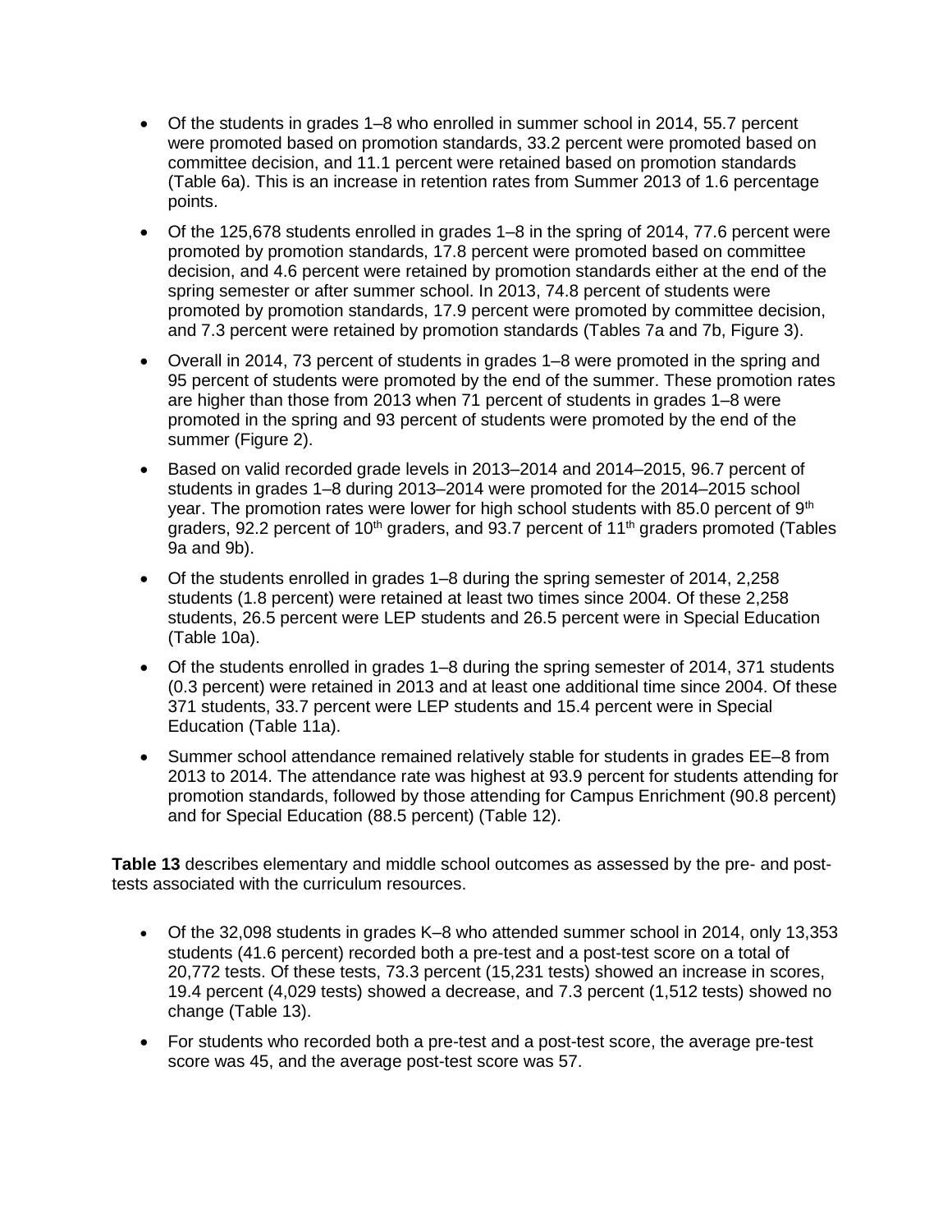- Of the students in grades 1–8 who enrolled in summer school in 2014, 55.7 percent were promoted based on promotion standards, 33.2 percent were promoted based on committee decision, and 11.1 percent were retained based on promotion standards (Table 6a). This is an increase in retention rates from Summer 2013 of 1.6 percentage points.
- Of the 125,678 students enrolled in grades 1–8 in the spring of 2014, 77.6 percent were promoted by promotion standards, 17.8 percent were promoted based on committee decision, and 4.6 percent were retained by promotion standards either at the end of the spring semester or after summer school. In 2013, 74.8 percent of students were promoted by promotion standards, 17.9 percent were promoted by committee decision, and 7.3 percent were retained by promotion standards (Tables 7a and 7b, Figure 3).
- Overall in 2014, 73 percent of students in grades 1–8 were promoted in the spring and 95 percent of students were promoted by the end of the summer. These promotion rates are higher than those from 2013 when 71 percent of students in grades 1–8 were promoted in the spring and 93 percent of students were promoted by the end of the summer (Figure 2).
- Based on valid recorded grade levels in 2013–2014 and 2014–2015, 96.7 percent of students in grades 1–8 during 2013–2014 were promoted for the 2014–2015 school year. The promotion rates were lower for high school students with 85.0 percent of 9th graders, 92.2 percent of 10th graders, and 93.7 percent of 11th graders promoted (Tables 9a and 9b).
- Of the students enrolled in grades 1–8 during the spring semester of 2014, 2,258 students (1.8 percent) were retained at least two times since 2004. Of these 2,258 students, 26.5 percent were LEP students and 26.5 percent were in Special Education (Table 10a).
- Of the students enrolled in grades 1–8 during the spring semester of 2014, 371 students (0.3 percent) were retained in 2013 and at least one additional time since 2004. Of these 371 students, 33.7 percent were LEP students and 15.4 percent were in Special Education (Table 11a).
- Summer school attendance remained relatively stable for students in grades EE–8 from 2013 to 2014. The attendance rate was highest at 93.9 percent for students attending for promotion standards, followed by those attending for Campus Enrichment (90.8 percent) and for Special Education (88.5 percent) (Table 12).

**Table 13** describes elementary and middle school outcomes as assessed by the pre- and post-tests associated with the curriculum resources.

- Of the 32,098 students in grades K–8 who attended summer school in 2014, only 13,353 students (41.6 percent) recorded both a pre-test and a post-test score on a total of 20,772 tests. Of these tests, 73.3 percent (15,231 tests) showed an increase in scores, 19.4 percent (4,029 tests) showed a decrease, and 7.3 percent (1,512 tests) showed no change (Table 13).
- For students who recorded both a pre-test and a post-test score, the average pre-test score was 45, and the average post-test score was 57.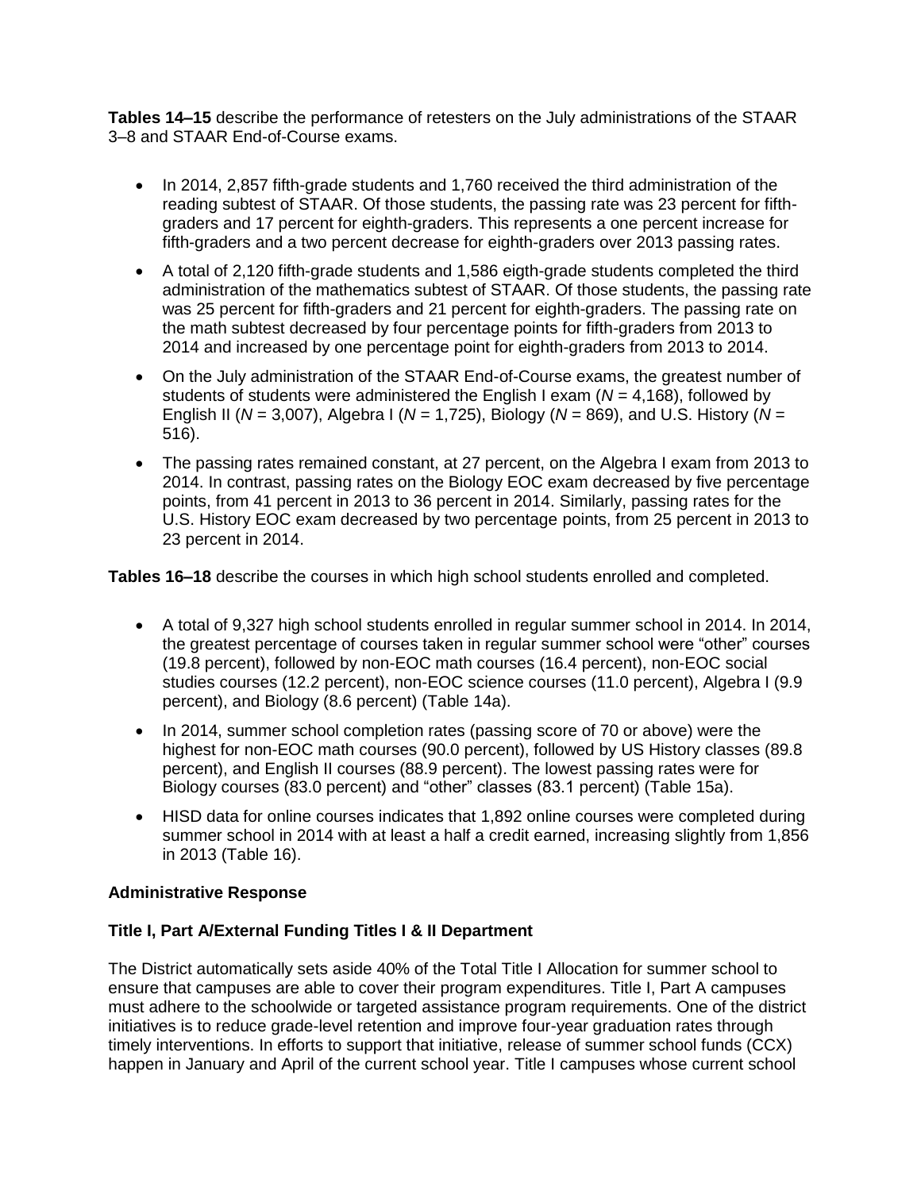**Tables 14–15** describe the performance of retesters on the July administrations of the STAAR 3–8 and STAAR End-of-Course exams.

- In 2014, 2,857 fifth-grade students and 1,760 received the third administration of the reading subtest of STAAR. Of those students, the passing rate was 23 percent for fifth-graders and 17 percent for eighth-graders. This represents a one percent increase for fifth-graders and a two percent decrease for eighth-graders over 2013 passing rates.
- A total of 2,120 fifth-grade students and 1,586 eigth-grade students completed the third administration of the mathematics subtest of STAAR. Of those students, the passing rate was 25 percent for fifth-graders and 21 percent for eighth-graders. The passing rate on the math subtest decreased by four percentage points for fifth-graders from 2013 to 2014 and increased by one percentage point for eighth-graders from 2013 to 2014.
- On the July administration of the STAAR End-of-Course exams, the greatest number of students of students were administered the English I exam (*N* = 4,168), followed by English II (*N* = 3,007), Algebra I (*N* = 1,725), Biology (*N* = 869), and U.S. History (*N* = 516).
- The passing rates remained constant, at 27 percent, on the Algebra I exam from 2013 to 2014. In contrast, passing rates on the Biology EOC exam decreased by five percentage points, from 41 percent in 2013 to 36 percent in 2014. Similarly, passing rates for the U.S. History EOC exam decreased by two percentage points, from 25 percent in 2013 to 23 percent in 2014.

**Tables 16–18** describe the courses in which high school students enrolled and completed.

- A total of 9,327 high school students enrolled in regular summer school in 2014. In 2014, the greatest percentage of courses taken in regular summer school were "other" courses (19.8 percent), followed by non-EOC math courses (16.4 percent), non-EOC social studies courses (12.2 percent), non-EOC science courses (11.0 percent), Algebra I (9.9 percent), and Biology (8.6 percent) (Table 14a).
- In 2014, summer school completion rates (passing score of 70 or above) were the highest for non-EOC math courses (90.0 percent), followed by US History classes (89.8 percent), and English II courses (88.9 percent). The lowest passing rates were for Biology courses (83.0 percent) and "other" classes (83.1 percent) (Table 15a).
- HISD data for online courses indicates that 1,892 online courses were completed during summer school in 2014 with at least a half a credit earned, increasing slightly from 1,856 in 2013 (Table 16).

**Administrative Response**

**Title I, Part A/External Funding Titles I & II Department**

The District automatically sets aside 40% of the Total Title I Allocation for summer school to ensure that campuses are able to cover their program expenditures. Title I, Part A campuses must adhere to the schoolwide or targeted assistance program requirements. One of the district initiatives is to reduce grade-level retention and improve four-year graduation rates through timely interventions. In efforts to support that initiative, release of summer school funds (CCX) happen in January and April of the current school year. Title I campuses whose current school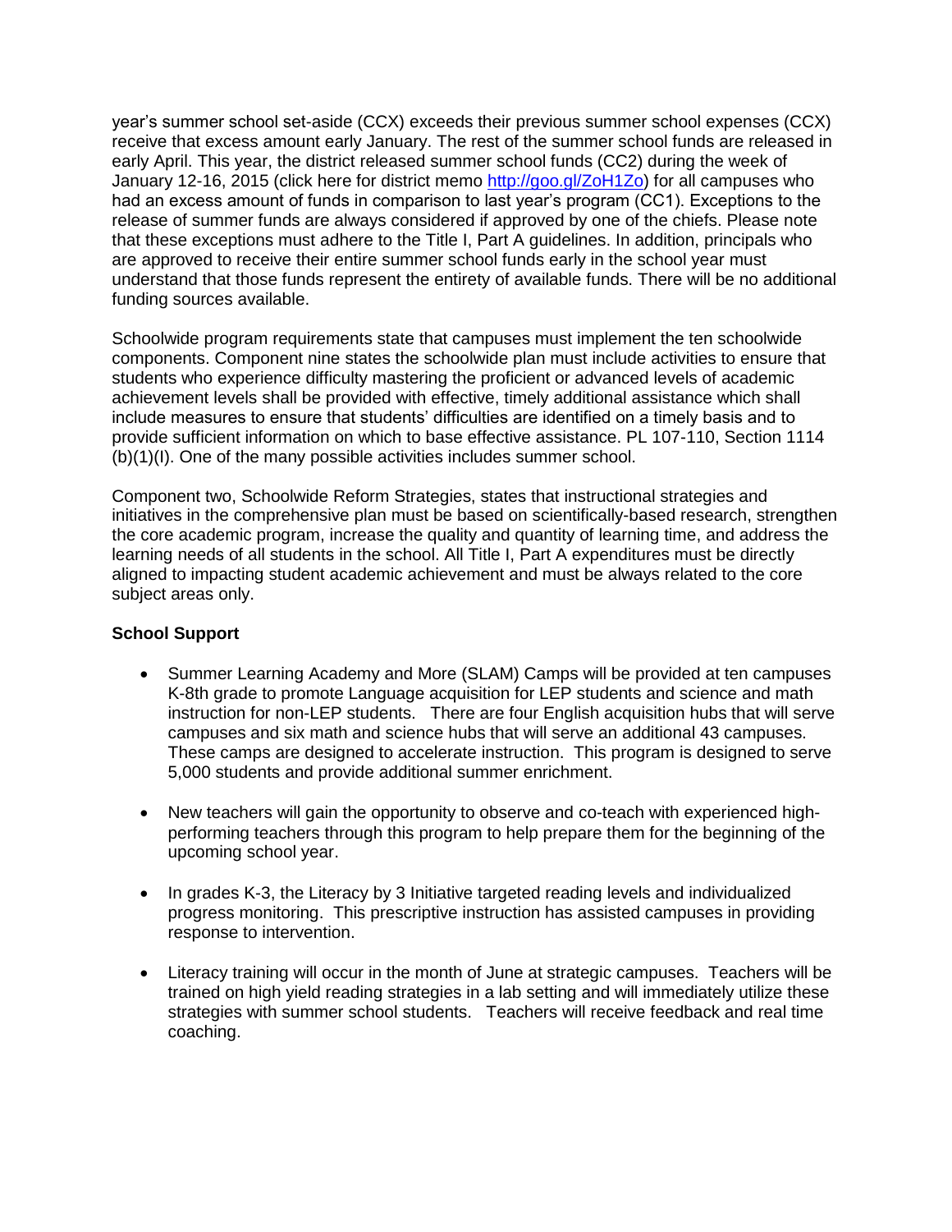year's summer school set-aside (CCX) exceeds their previous summer school expenses (CCX) receive that excess amount early January. The rest of the summer school funds are released in early April. This year, the district released summer school funds (CC2) during the week of January 12-16, 2015 (click here for district memo http://goo.gl/ZoH1Zo) for all campuses who had an excess amount of funds in comparison to last year's program (CC1). Exceptions to the release of summer funds are always considered if approved by one of the chiefs. Please note that these exceptions must adhere to the Title I, Part A guidelines. In addition, principals who are approved to receive their entire summer school funds early in the school year must understand that those funds represent the entirety of available funds. There will be no additional funding sources available.

Schoolwide program requirements state that campuses must implement the ten schoolwide components. Component nine states the schoolwide plan must include activities to ensure that students who experience difficulty mastering the proficient or advanced levels of academic achievement levels shall be provided with effective, timely additional assistance which shall include measures to ensure that students' difficulties are identified on a timely basis and to provide sufficient information on which to base effective assistance. PL 107-110, Section 1114 (b)(1)(I). One of the many possible activities includes summer school.

Component two, Schoolwide Reform Strategies, states that instructional strategies and initiatives in the comprehensive plan must be based on scientifically-based research, strengthen the core academic program, increase the quality and quantity of learning time, and address the learning needs of all students in the school. All Title I, Part A expenditures must be directly aligned to impacting student academic achievement and must be always related to the core subject areas only.

**School Support**

- Summer Learning Academy and More (SLAM) Camps will be provided at ten campuses K-8th grade to promote Language acquisition for LEP students and science and math instruction for non-LEP students. There are four English acquisition hubs that will serve campuses and six math and science hubs that will serve an additional 43 campuses. These camps are designed to accelerate instruction. This program is designed to serve 5,000 students and provide additional summer enrichment.

- New teachers will gain the opportunity to observe and co-teach with experienced high-performing teachers through this program to help prepare them for the beginning of the upcoming school year.

- In grades K-3, the Literacy by 3 Initiative targeted reading levels and individualized progress monitoring. This prescriptive instruction has assisted campuses in providing response to intervention.

- Literacy training will occur in the month of June at strategic campuses. Teachers will be trained on high yield reading strategies in a lab setting and will immediately utilize these strategies with summer school students. Teachers will receive feedback and real time coaching.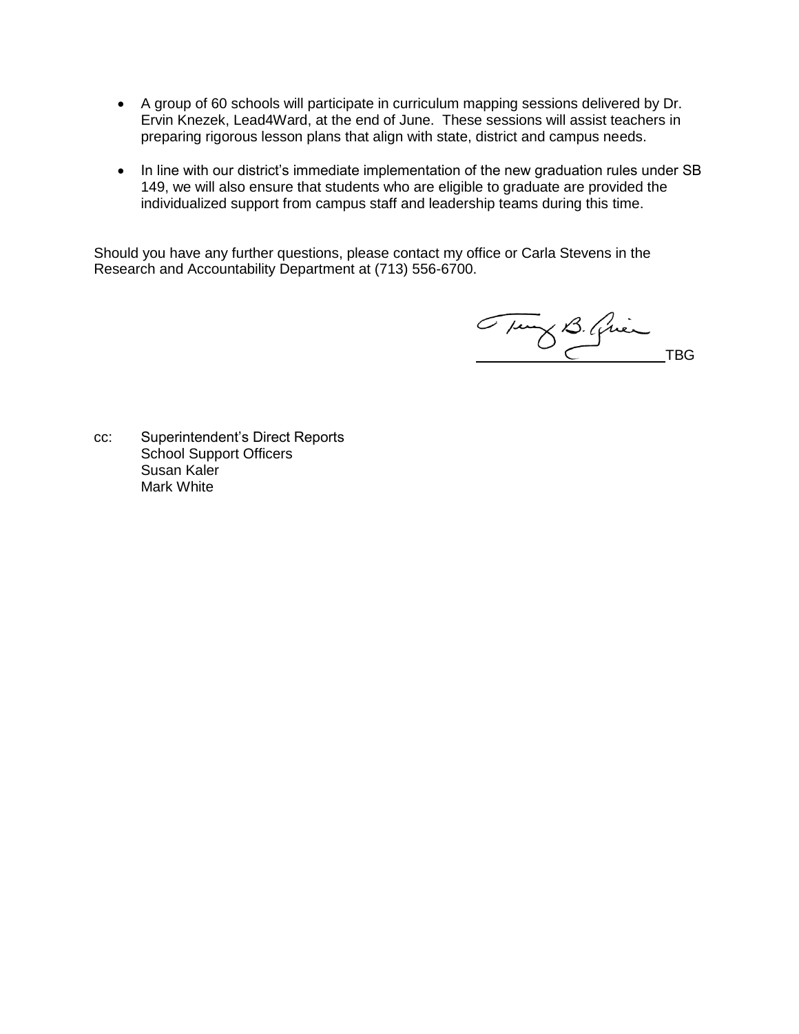- A group of 60 schools will participate in curriculum mapping sessions delivered by Dr. Ervin Knezek, Lead4Ward, at the end of June. These sessions will assist teachers in preparing rigorous lesson plans that align with state, district and campus needs.

- In line with our district's immediate implementation of the new graduation rules under SB 149, we will also ensure that students who are eligible to graduate are provided the individualized support from campus staff and leadership teams during this time.

Should you have any further questions, please contact my office or Carla Stevens in the Research and Accountability Department at (713) 556-6700.

TBG

cc: Superintendent's Direct Reports
School Support Officers
Susan Kaler
Mark White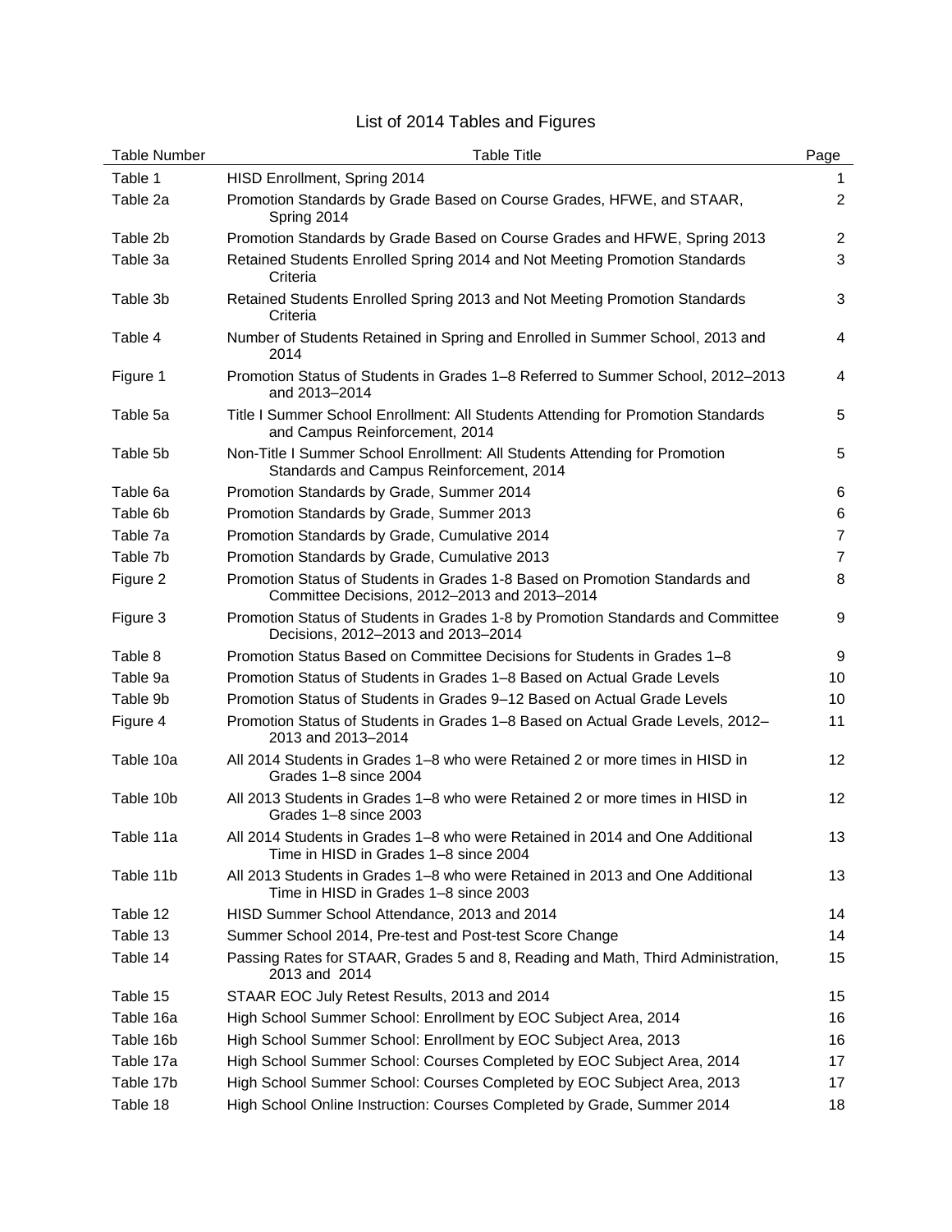# List of 2014 Tables and Figures

| Table Number | Table Title | Page |
|---|---|---|
| Table 1 | HISD Enrollment, Spring 2014 | 1 |
| Table 2a | Promotion Standards by Grade Based on Course Grades, HFWE, and STAAR, Spring 2014 | 2 |
| Table 2b | Promotion Standards by Grade Based on Course Grades and HFWE, Spring 2013 | 2 |
| Table 3a | Retained Students Enrolled Spring 2014 and Not Meeting Promotion Standards Criteria | 3 |
| Table 3b | Retained Students Enrolled Spring 2013 and Not Meeting Promotion Standards Criteria | 3 |
| Table 4 | Number of Students Retained in Spring and Enrolled in Summer School, 2013 and 2014 | 4 |
| Figure 1 | Promotion Status of Students in Grades 1–8 Referred to Summer School, 2012–2013 and 2013–2014 | 4 |
| Table 5a | Title I Summer School Enrollment: All Students Attending for Promotion Standards and Campus Reinforcement, 2014 | 5 |
| Table 5b | Non-Title I Summer School Enrollment: All Students Attending for Promotion Standards and Campus Reinforcement, 2014 | 5 |
| Table 6a | Promotion Standards by Grade, Summer 2014 | 6 |
| Table 6b | Promotion Standards by Grade, Summer 2013 | 6 |
| Table 7a | Promotion Standards by Grade, Cumulative 2014 | 7 |
| Table 7b | Promotion Standards by Grade, Cumulative 2013 | 7 |
| Figure 2 | Promotion Status of Students in Grades 1-8 Based on Promotion Standards and Committee Decisions, 2012–2013 and 2013–2014 | 8 |
| Figure 3 | Promotion Status of Students in Grades 1-8 by Promotion Standards and Committee Decisions, 2012–2013 and 2013–2014 | 9 |
| Table 8 | Promotion Status Based on Committee Decisions for Students in Grades 1–8 | 9 |
| Table 9a | Promotion Status of Students in Grades 1–8 Based on Actual Grade Levels | 10 |
| Table 9b | Promotion Status of Students in Grades 9–12 Based on Actual Grade Levels | 10 |
| Figure 4 | Promotion Status of Students in Grades 1–8 Based on Actual Grade Levels, 2012–2013 and 2013–2014 | 11 |
| Table 10a | All 2014 Students in Grades 1–8 who were Retained 2 or more times in HISD in Grades 1–8 since 2004 | 12 |
| Table 10b | All 2013 Students in Grades 1–8 who were Retained 2 or more times in HISD in Grades 1–8 since 2003 | 12 |
| Table 11a | All 2014 Students in Grades 1–8 who were Retained in 2014 and One Additional Time in HISD in Grades 1–8 since 2004 | 13 |
| Table 11b | All 2013 Students in Grades 1–8 who were Retained in 2013 and One Additional Time in HISD in Grades 1–8 since 2003 | 13 |
| Table 12 | HISD Summer School Attendance, 2013 and 2014 | 14 |
| Table 13 | Summer School 2014, Pre-test and Post-test Score Change | 14 |
| Table 14 | Passing Rates for STAAR, Grades 5 and 8, Reading and Math, Third Administration, 2013 and 2014 | 15 |
| Table 15 | STAAR EOC July Retest Results, 2013 and 2014 | 15 |
| Table 16a | High School Summer School: Enrollment by EOC Subject Area, 2014 | 16 |
| Table 16b | High School Summer School: Enrollment by EOC Subject Area, 2013 | 16 |
| Table 17a | High School Summer School: Courses Completed by EOC Subject Area, 2014 | 17 |
| Table 17b | High School Summer School: Courses Completed by EOC Subject Area, 2013 | 17 |
| Table 18 | High School Online Instruction: Courses Completed by Grade, Summer 2014 | 18 |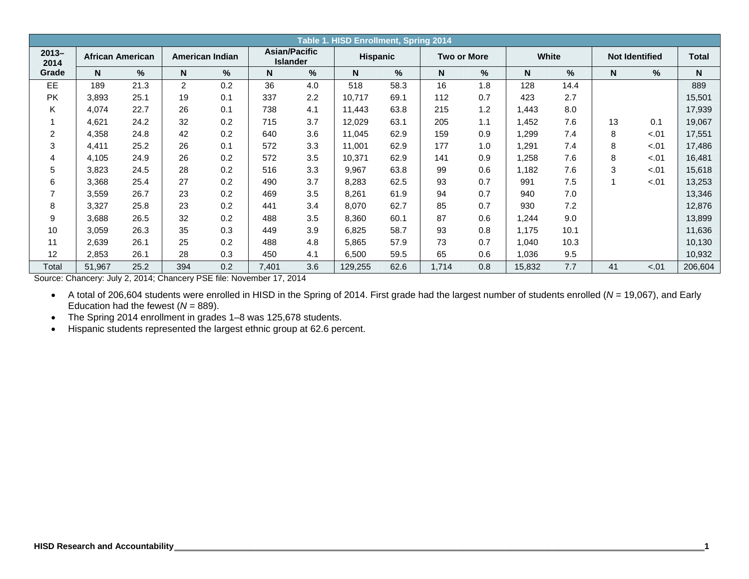**Table 1. HISD Enrollment, Spring 2014**

| 2013–2014 Grade | African American | | American Indian | | Asian/Pacific Islander | | Hispanic | | Two or More | | White | | Not Identified | | Total |
|---|---|---|---|---|---|---|---|---|---|---|---|---|---|---|---|
| | N | % | N | % | N | % | N | % | N | % | N | % | N | % | N |
| EE | 189 | 21.3 | 2 | 0.2 | 36 | 4.0 | 518 | 58.3 | 16 | 1.8 | 128 | 14.4 | | | 889 |
| PK | 3,893 | 25.1 | 19 | 0.1 | 337 | 2.2 | 10,717 | 69.1 | 112 | 0.7 | 423 | 2.7 | | | 15,501 |
| K | 4,074 | 22.7 | 26 | 0.1 | 738 | 4.1 | 11,443 | 63.8 | 215 | 1.2 | 1,443 | 8.0 | | | 17,939 |
| 1 | 4,621 | 24.2 | 32 | 0.2 | 715 | 3.7 | 12,029 | 63.1 | 205 | 1.1 | 1,452 | 7.6 | 13 | 0.1 | 19,067 |
| 2 | 4,358 | 24.8 | 42 | 0.2 | 640 | 3.6 | 11,045 | 62.9 | 159 | 0.9 | 1,299 | 7.4 | 8 | <.01 | 17,551 |
| 3 | 4,411 | 25.2 | 26 | 0.1 | 572 | 3.3 | 11,001 | 62.9 | 177 | 1.0 | 1,291 | 7.4 | 8 | <.01 | 17,486 |
| 4 | 4,105 | 24.9 | 26 | 0.2 | 572 | 3.5 | 10,371 | 62.9 | 141 | 0.9 | 1,258 | 7.6 | 8 | <.01 | 16,481 |
| 5 | 3,823 | 24.5 | 28 | 0.2 | 516 | 3.3 | 9,967 | 63.8 | 99 | 0.6 | 1,182 | 7.6 | 3 | <.01 | 15,618 |
| 6 | 3,368 | 25.4 | 27 | 0.2 | 490 | 3.7 | 8,283 | 62.5 | 93 | 0.7 | 991 | 7.5 | 1 | <.01 | 13,253 |
| 7 | 3,559 | 26.7 | 23 | 0.2 | 469 | 3.5 | 8,261 | 61.9 | 94 | 0.7 | 940 | 7.0 | | | 13,346 |
| 8 | 3,327 | 25.8 | 23 | 0.2 | 441 | 3.4 | 8,070 | 62.7 | 85 | 0.7 | 930 | 7.2 | | | 12,876 |
| 9 | 3,688 | 26.5 | 32 | 0.2 | 488 | 3.5 | 8,360 | 60.1 | 87 | 0.6 | 1,244 | 9.0 | | | 13,899 |
| 10 | 3,059 | 26.3 | 35 | 0.3 | 449 | 3.9 | 6,825 | 58.7 | 93 | 0.8 | 1,175 | 10.1 | | | 11,636 |
| 11 | 2,639 | 26.1 | 25 | 0.2 | 488 | 4.8 | 5,865 | 57.9 | 73 | 0.7 | 1,040 | 10.3 | | | 10,130 |
| 12 | 2,853 | 26.1 | 28 | 0.3 | 450 | 4.1 | 6,500 | 59.5 | 65 | 0.6 | 1,036 | 9.5 | | | 10,932 |
| Total | 51,967 | 25.2 | 394 | 0.2 | 7,401 | 3.6 | 129,255 | 62.6 | 1,714 | 0.8 | 15,832 | 7.7 | 41 | <.01 | 206,604 |

Source: Chancery: July 2, 2014; Chancery PSE file: November 17, 2014

- A total of 206,604 students were enrolled in HISD in the Spring of 2014. First grade had the largest number of students enrolled (*N* = 19,067), and Early Education had the fewest (*N* = 889).
- The Spring 2014 enrollment in grades 1–8 was 125,678 students.
- Hispanic students represented the largest ethnic group at 62.6 percent.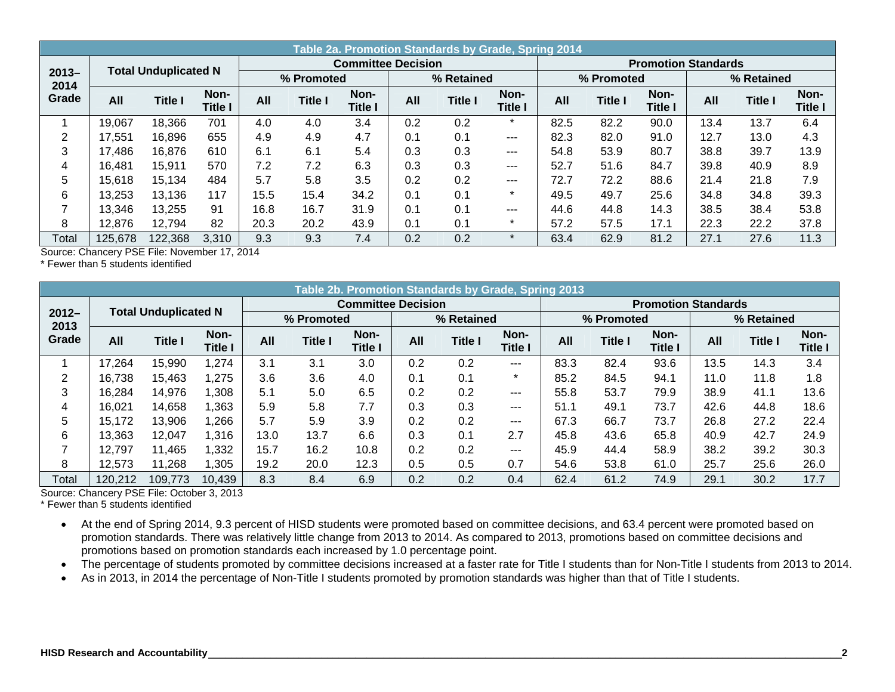| Table 2a. Promotion Standards by Grade, Spring 2014 | | | | | | | | | | | | | | | |
|---|---|---|---|---|---|---|---|---|---|---|---|---|---|---|---|
| 2013–2014 Grade | Total Unduplicated N | | | Committee Decision | | | | | | Promotion Standards | | | | | |
| | | | | % Promoted | | | % Retained | | | % Promoted | | | % Retained | | |
| | All | Title I | Non-Title I | All | Title I | Non-Title I | All | Title I | Non-Title I | All | Title I | Non-Title I | All | Title I | Non-Title I |
| 1 | 19,067 | 18,366 | 701 | 4.0 | 4.0 | 3.4 | 0.2 | 0.2 | * | 82.5 | 82.2 | 90.0 | 13.4 | 13.7 | 6.4 |
| 2 | 17,551 | 16,896 | 655 | 4.9 | 4.9 | 4.7 | 0.1 | 0.1 | --- | 82.3 | 82.0 | 91.0 | 12.7 | 13.0 | 4.3 |
| 3 | 17,486 | 16,876 | 610 | 6.1 | 6.1 | 5.4 | 0.3 | 0.3 | --- | 54.8 | 53.9 | 80.7 | 38.8 | 39.7 | 13.9 |
| 4 | 16,481 | 15,911 | 570 | 7.2 | 7.2 | 6.3 | 0.3 | 0.3 | --- | 52.7 | 51.6 | 84.7 | 39.8 | 40.9 | 8.9 |
| 5 | 15,618 | 15,134 | 484 | 5.7 | 5.8 | 3.5 | 0.2 | 0.2 | --- | 72.7 | 72.2 | 88.6 | 21.4 | 21.8 | 7.9 |
| 6 | 13,253 | 13,136 | 117 | 15.5 | 15.4 | 34.2 | 0.1 | 0.1 | * | 49.5 | 49.7 | 25.6 | 34.8 | 34.8 | 39.3 |
| 7 | 13,346 | 13,255 | 91 | 16.8 | 16.7 | 31.9 | 0.1 | 0.1 | --- | 44.6 | 44.8 | 14.3 | 38.5 | 38.4 | 53.8 |
| 8 | 12,876 | 12,794 | 82 | 20.3 | 20.2 | 43.9 | 0.1 | 0.1 | * | 57.2 | 57.5 | 17.1 | 22.3 | 22.2 | 37.8 |
| Total | 125,678 | 122,368 | 3,310 | 9.3 | 9.3 | 7.4 | 0.2 | 0.2 | * | 63.4 | 62.9 | 81.2 | 27.1 | 27.6 | 11.3 |

Source: Chancery PSE File: November 17, 2014
* Fewer than 5 students identified

| Table 2b. Promotion Standards by Grade, Spring 2013 | | | | | | | | | | | | | | | |
|---|---|---|---|---|---|---|---|---|---|---|---|---|---|---|---|
| 2012–2013 Grade | Total Unduplicated N | | | Committee Decision | | | | | | Promotion Standards | | | | | |
| | | | | % Promoted | | | % Retained | | | % Promoted | | | % Retained | | |
| | All | Title I | Non-Title I | All | Title I | Non-Title I | All | Title I | Non-Title I | All | Title I | Non-Title I | All | Title I | Non-Title I |
| 1 | 17,264 | 15,990 | 1,274 | 3.1 | 3.1 | 3.0 | 0.2 | 0.2 | --- | 83.3 | 82.4 | 93.6 | 13.5 | 14.3 | 3.4 |
| 2 | 16,738 | 15,463 | 1,275 | 3.6 | 3.6 | 4.0 | 0.1 | 0.1 | * | 85.2 | 84.5 | 94.1 | 11.0 | 11.8 | 1.8 |
| 3 | 16,284 | 14,976 | 1,308 | 5.1 | 5.0 | 6.5 | 0.2 | 0.2 | --- | 55.8 | 53.7 | 79.9 | 38.9 | 41.1 | 13.6 |
| 4 | 16,021 | 14,658 | 1,363 | 5.9 | 5.8 | 7.7 | 0.3 | 0.3 | --- | 51.1 | 49.1 | 73.7 | 42.6 | 44.8 | 18.6 |
| 5 | 15,172 | 13,906 | 1,266 | 5.7 | 5.9 | 3.9 | 0.2 | 0.2 | --- | 67.3 | 66.7 | 73.7 | 26.8 | 27.2 | 22.4 |
| 6 | 13,363 | 12,047 | 1,316 | 13.0 | 13.7 | 6.6 | 0.3 | 0.1 | 2.7 | 45.8 | 43.6 | 65.8 | 40.9 | 42.7 | 24.9 |
| 7 | 12,797 | 11,465 | 1,332 | 15.7 | 16.2 | 10.8 | 0.2 | 0.2 | --- | 45.9 | 44.4 | 58.9 | 38.2 | 39.2 | 30.3 |
| 8 | 12,573 | 11,268 | 1,305 | 19.2 | 20.0 | 12.3 | 0.5 | 0.5 | 0.7 | 54.6 | 53.8 | 61.0 | 25.7 | 25.6 | 26.0 |
| Total | 120,212 | 109,773 | 10,439 | 8.3 | 8.4 | 6.9 | 0.2 | 0.2 | 0.4 | 62.4 | 61.2 | 74.9 | 29.1 | 30.2 | 17.7 |

Source: Chancery PSE File: October 3, 2013
* Fewer than 5 students identified

- At the end of Spring 2014, 9.3 percent of HISD students were promoted based on committee decisions, and 63.4 percent were promoted based on promotion standards. There was relatively little change from 2013 to 2014. As compared to 2013, promotions based on committee decisions and promotions based on promotion standards each increased by 1.0 percentage point.
- The percentage of students promoted by committee decisions increased at a faster rate for Title I students than for Non-Title I students from 2013 to 2014.
- As in 2013, in 2014 the percentage of Non-Title I students promoted by promotion standards was higher than that of Title I students.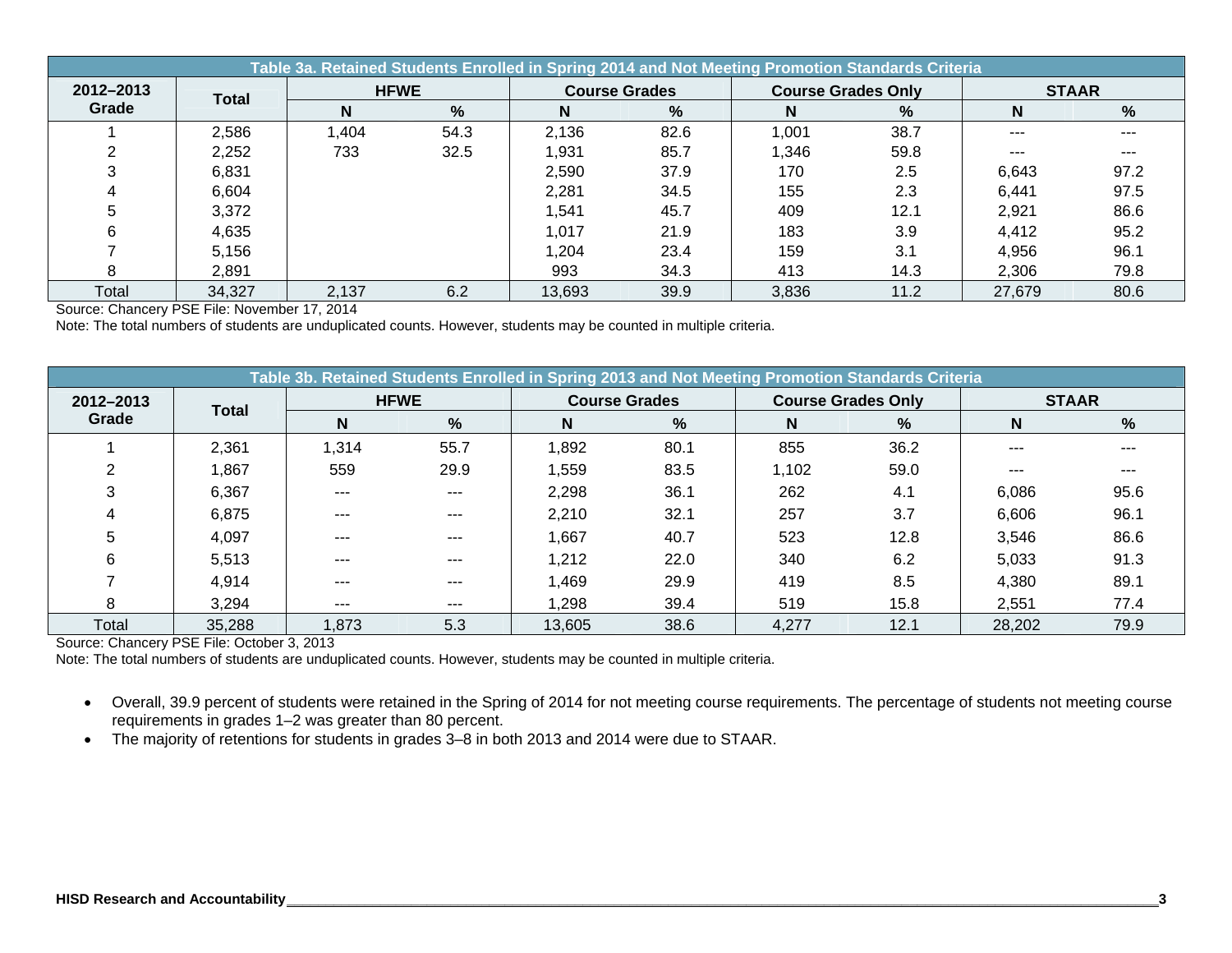| Table 3a. Retained Students Enrolled in Spring 2014 and Not Meeting Promotion Standards Criteria | | | | | | | | | | |
|---|---|---|---|---|---|---|---|---|---|---|
| 2012–2013 Grade | Total | HFWE | | Course Grades | | Course Grades Only | | STAAR | | |
| | | N | % | N | % | N | % | N | % | |
| 1 | 2,586 | 1,404 | 54.3 | 2,136 | 82.6 | 1,001 | 38.7 | --- | --- | |
| 2 | 2,252 | 733 | 32.5 | 1,931 | 85.7 | 1,346 | 59.8 | --- | --- | |
| 3 | 6,831 | | | 2,590 | 37.9 | 170 | 2.5 | 6,643 | 97.2 | |
| 4 | 6,604 | | | 2,281 | 34.5 | 155 | 2.3 | 6,441 | 97.5 | |
| 5 | 3,372 | | | 1,541 | 45.7 | 409 | 12.1 | 2,921 | 86.6 | |
| 6 | 4,635 | | | 1,017 | 21.9 | 183 | 3.9 | 4,412 | 95.2 | |
| 7 | 5,156 | | | 1,204 | 23.4 | 159 | 3.1 | 4,956 | 96.1 | |
| 8 | 2,891 | | | 993 | 34.3 | 413 | 14.3 | 2,306 | 79.8 | |
| Total | 34,327 | 2,137 | 6.2 | 13,693 | 39.9 | 3,836 | 11.2 | 27,679 | 80.6 | |

Source: Chancery PSE File: November 17, 2014

Note: The total numbers of students are unduplicated counts. However, students may be counted in multiple criteria.

| Table 3b. Retained Students Enrolled in Spring 2013 and Not Meeting Promotion Standards Criteria | | | | | | | | | | |
|---|---|---|---|---|---|---|---|---|---|---|
| 2012–2013 Grade | Total | HFWE | | Course Grades | | Course Grades Only | | STAAR | | |
| | | N | % | N | % | N | % | N | % | |
| 1 | 2,361 | 1,314 | 55.7 | 1,892 | 80.1 | 855 | 36.2 | --- | --- | |
| 2 | 1,867 | 559 | 29.9 | 1,559 | 83.5 | 1,102 | 59.0 | --- | --- | |
| 3 | 6,367 | --- | --- | 2,298 | 36.1 | 262 | 4.1 | 6,086 | 95.6 | |
| 4 | 6,875 | --- | --- | 2,210 | 32.1 | 257 | 3.7 | 6,606 | 96.1 | |
| 5 | 4,097 | --- | --- | 1,667 | 40.7 | 523 | 12.8 | 3,546 | 86.6 | |
| 6 | 5,513 | --- | --- | 1,212 | 22.0 | 340 | 6.2 | 5,033 | 91.3 | |
| 7 | 4,914 | --- | --- | 1,469 | 29.9 | 419 | 8.5 | 4,380 | 89.1 | |
| 8 | 3,294 | --- | --- | 1,298 | 39.4 | 519 | 15.8 | 2,551 | 77.4 | |
| Total | 35,288 | 1,873 | 5.3 | 13,605 | 38.6 | 4,277 | 12.1 | 28,202 | 79.9 | |

Source: Chancery PSE File: October 3, 2013

Note: The total numbers of students are unduplicated counts. However, students may be counted in multiple criteria.

- Overall, 39.9 percent of students were retained in the Spring of 2014 for not meeting course requirements. The percentage of students not meeting course requirements in grades 1–2 was greater than 80 percent.
- The majority of retentions for students in grades 3–8 in both 2013 and 2014 were due to STAAR.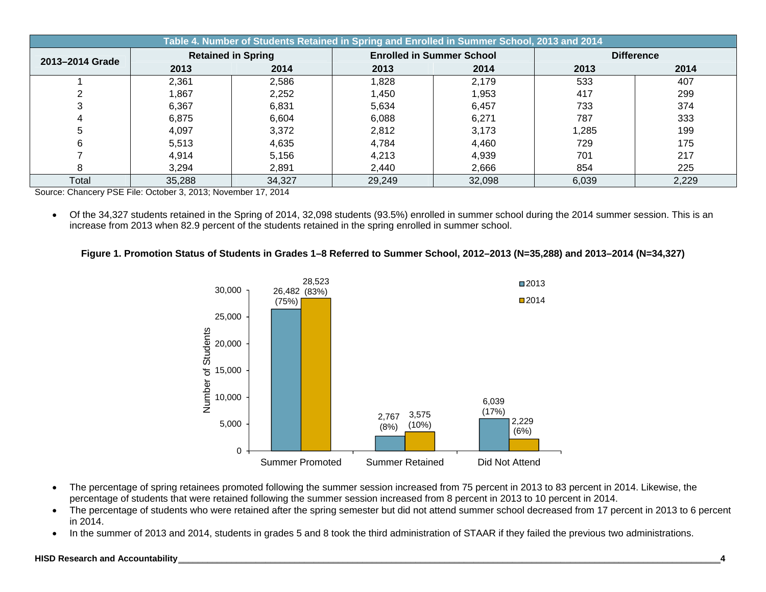**Table 4. Number of Students Retained in Spring and Enrolled in Summer School, 2013 and 2014**

| 2013–2014 Grade | Retained in Spring | | Enrolled in Summer School | | Difference | |
|---|---|---|---|---|---|---|
| | 2013 | 2014 | 2013 | 2014 | 2013 | 2014 |
| 1 | 2,361 | 2,586 | 1,828 | 2,179 | 533 | 407 |
| 2 | 1,867 | 2,252 | 1,450 | 1,953 | 417 | 299 |
| 3 | 6,367 | 6,831 | 5,634 | 6,457 | 733 | 374 |
| 4 | 6,875 | 6,604 | 6,088 | 6,271 | 787 | 333 |
| 5 | 4,097 | 3,372 | 2,812 | 3,173 | 1,285 | 199 |
| 6 | 5,513 | 4,635 | 4,784 | 4,460 | 729 | 175 |
| 7 | 4,914 | 5,156 | 4,213 | 4,939 | 701 | 217 |
| 8 | 3,294 | 2,891 | 2,440 | 2,666 | 854 | 225 |
| Total | 35,288 | 34,327 | 29,249 | 32,098 | 6,039 | 2,229 |

Source: Chancery PSE File: October 3, 2013; November 17, 2014

- Of the 34,327 students retained in the Spring of 2014, 32,098 students (93.5%) enrolled in summer school during the 2014 summer session. This is an increase from 2013 when 82.9 percent of the students retained in the spring enrolled in summer school.

**Figure 1. Promotion Status of Students in Grades 1–8 Referred to Summer School, 2012–2013 (N=35,288) and 2013–2014 (N=34,327)**

| | 2013 | 2014 |
|---|---|---|
| Summer Promoted | 26,482 (75%) | 28,523 (83%) |
| Summer Retained | 2,767 (8%) | 3,575 (10%) |
| Did Not Attend | 6,039 (17%) | 2,229 (6%) |

- The percentage of spring retainees promoted following the summer session increased from 75 percent in 2013 to 83 percent in 2014. Likewise, the percentage of students that were retained following the summer session increased from 8 percent in 2013 to 10 percent in 2014.
- The percentage of students who were retained after the spring semester but did not attend summer school decreased from 17 percent in 2013 to 6 percent in 2014.
- In the summer of 2013 and 2014, students in grades 5 and 8 took the third administration of STAAR if they failed the previous two administrations.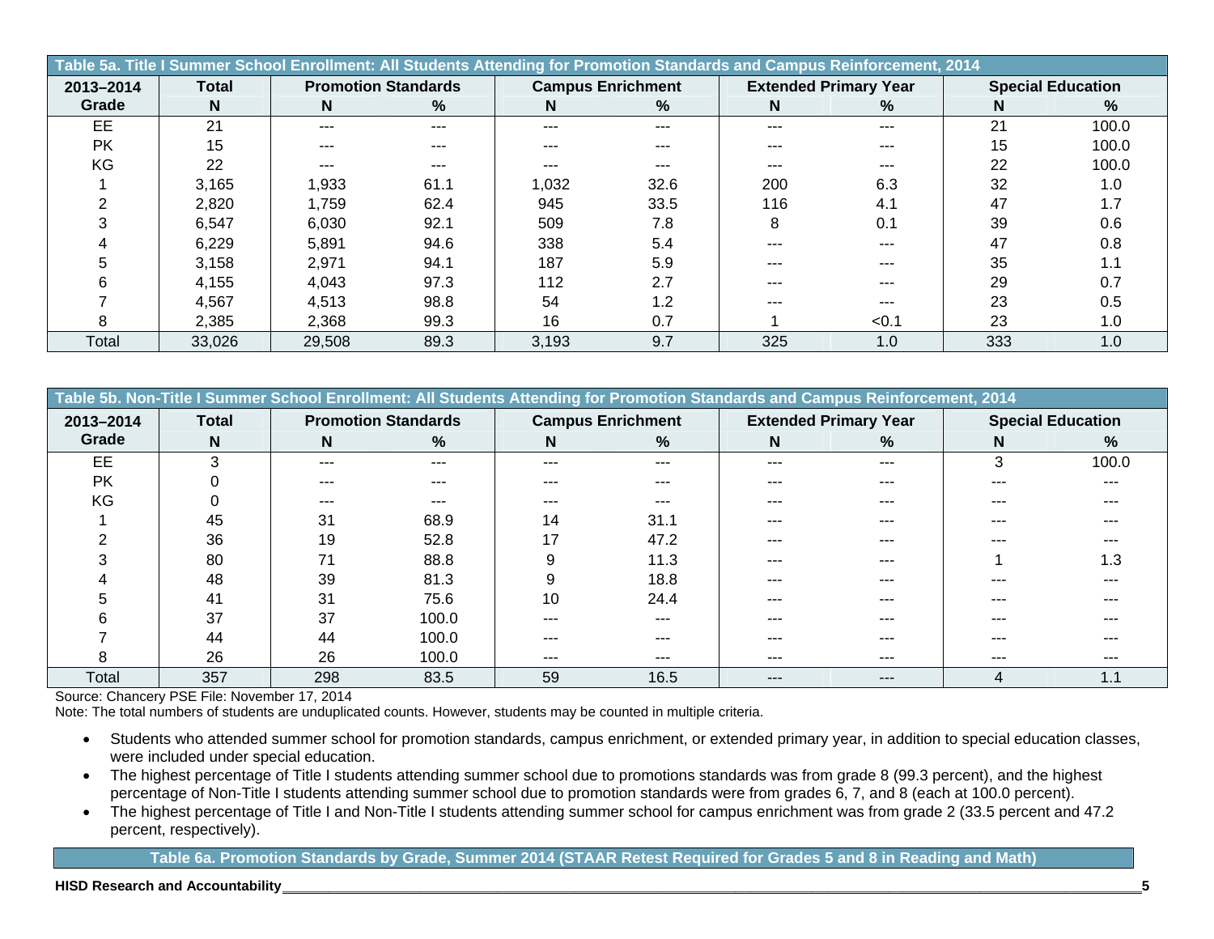**Table 5a. Title I Summer School Enrollment: All Students Attending for Promotion Standards and Campus Reinforcement, 2014**

| 2013–2014 Grade | Total | Promotion Standards | | Campus Enrichment | | Extended Primary Year | | Special Education | |
|---|---|---|---|---|---|---|---|---|---|
| | N | N | % | N | % | N | % | N | % |
| EE | 21 | --- | --- | --- | --- | --- | --- | 21 | 100.0 |
| PK | 15 | --- | --- | --- | --- | --- | --- | 15 | 100.0 |
| KG | 22 | --- | --- | --- | --- | --- | --- | 22 | 100.0 |
| 1 | 3,165 | 1,933 | 61.1 | 1,032 | 32.6 | 200 | 6.3 | 32 | 1.0 |
| 2 | 2,820 | 1,759 | 62.4 | 945 | 33.5 | 116 | 4.1 | 47 | 1.7 |
| 3 | 6,547 | 6,030 | 92.1 | 509 | 7.8 | 8 | 0.1 | 39 | 0.6 |
| 4 | 6,229 | 5,891 | 94.6 | 338 | 5.4 | --- | --- | 47 | 0.8 |
| 5 | 3,158 | 2,971 | 94.1 | 187 | 5.9 | --- | --- | 35 | 1.1 |
| 6 | 4,155 | 4,043 | 97.3 | 112 | 2.7 | --- | --- | 29 | 0.7 |
| 7 | 4,567 | 4,513 | 98.8 | 54 | 1.2 | --- | --- | 23 | 0.5 |
| 8 | 2,385 | 2,368 | 99.3 | 16 | 0.7 | 1 | <0.1 | 23 | 1.0 |
| Total | 33,026 | 29,508 | 89.3 | 3,193 | 9.7 | 325 | 1.0 | 333 | 1.0 |

**Table 5b. Non-Title I Summer School Enrollment: All Students Attending for Promotion Standards and Campus Reinforcement, 2014**

| 2013–2014 Grade | Total | Promotion Standards | | Campus Enrichment | | Extended Primary Year | | Special Education | |
|---|---|---|---|---|---|---|---|---|---|
| | N | N | % | N | % | N | % | N | % |
| EE | 3 | --- | --- | --- | --- | --- | --- | 3 | 100.0 |
| PK | 0 | --- | --- | --- | --- | --- | --- | --- | --- |
| KG | 0 | --- | --- | --- | --- | --- | --- | --- | --- |
| 1 | 45 | 31 | 68.9 | 14 | 31.1 | --- | --- | --- | --- |
| 2 | 36 | 19 | 52.8 | 17 | 47.2 | --- | --- | --- | --- |
| 3 | 80 | 71 | 88.8 | 9 | 11.3 | --- | --- | 1 | 1.3 |
| 4 | 48 | 39 | 81.3 | 9 | 18.8 | --- | --- | --- | --- |
| 5 | 41 | 31 | 75.6 | 10 | 24.4 | --- | --- | --- | --- |
| 6 | 37 | 37 | 100.0 | --- | --- | --- | --- | --- | --- |
| 7 | 44 | 44 | 100.0 | --- | --- | --- | --- | --- | --- |
| 8 | 26 | 26 | 100.0 | --- | --- | --- | --- | --- | --- |
| Total | 357 | 298 | 83.5 | 59 | 16.5 | --- | --- | 4 | 1.1 |

Source: Chancery PSE File: November 17, 2014
Note: The total numbers of students are unduplicated counts. However, students may be counted in multiple criteria.

- Students who attended summer school for promotion standards, campus enrichment, or extended primary year, in addition to special education classes, were included under special education.
- The highest percentage of Title I students attending summer school due to promotions standards was from grade 8 (99.3 percent), and the highest percentage of Non-Title I students attending summer school due to promotion standards were from grades 6, 7, and 8 (each at 100.0 percent).
- The highest percentage of Title I and Non-Title I students attending summer school for campus enrichment was from grade 2 (33.5 percent and 47.2 percent, respectively).

**Table 6a. Promotion Standards by Grade, Summer 2014 (STAAR Retest Required for Grades 5 and 8 in Reading and Math)**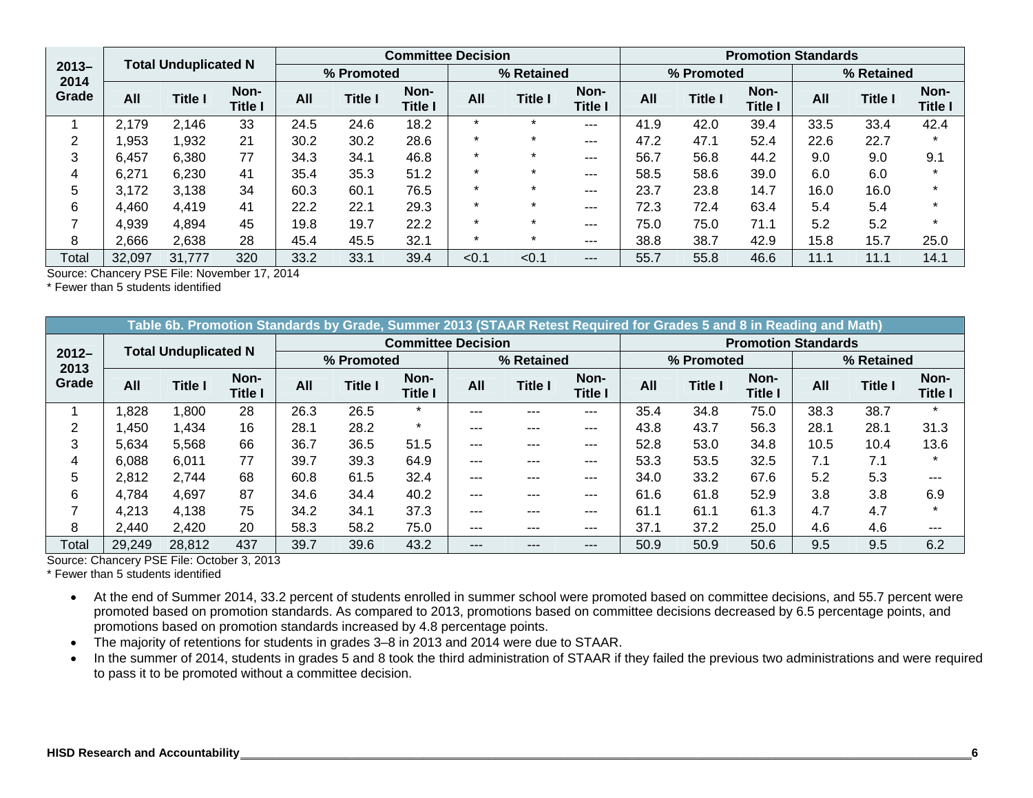| 2013–2014 Grade | Total Unduplicated N | | | Committee Decision | | | | | | Promotion Standards | | | | | |
|---|---|---|---|---|---|---|---|---|---|---|---|---|---|---|---|
| | | | | % Promoted | | | % Retained | | | % Promoted | | | % Retained | | |
| | All | Title I | Non-Title I | All | Title I | Non-Title I | All | Title I | Non-Title I | All | Title I | Non-Title I | All | Title I | Non-Title I |
| 1 | 2,179 | 2,146 | 33 | 24.5 | 24.6 | 18.2 | * | * | --- | 41.9 | 42.0 | 39.4 | 33.5 | 33.4 | 42.4 |
| 2 | 1,953 | 1,932 | 21 | 30.2 | 30.2 | 28.6 | * | * | --- | 47.2 | 47.1 | 52.4 | 22.6 | 22.7 | * |
| 3 | 6,457 | 6,380 | 77 | 34.3 | 34.1 | 46.8 | * | * | --- | 56.7 | 56.8 | 44.2 | 9.0 | 9.0 | 9.1 |
| 4 | 6,271 | 6,230 | 41 | 35.4 | 35.3 | 51.2 | * | * | --- | 58.5 | 58.6 | 39.0 | 6.0 | 6.0 | * |
| 5 | 3,172 | 3,138 | 34 | 60.3 | 60.1 | 76.5 | * | * | --- | 23.7 | 23.8 | 14.7 | 16.0 | 16.0 | * |
| 6 | 4,460 | 4,419 | 41 | 22.2 | 22.1 | 29.3 | * | * | --- | 72.3 | 72.4 | 63.4 | 5.4 | 5.4 | * |
| 7 | 4,939 | 4,894 | 45 | 19.8 | 19.7 | 22.2 | * | * | --- | 75.0 | 75.0 | 71.1 | 5.2 | 5.2 | * |
| 8 | 2,666 | 2,638 | 28 | 45.4 | 45.5 | 32.1 | * | * | --- | 38.8 | 38.7 | 42.9 | 15.8 | 15.7 | 25.0 |
| Total | 32,097 | 31,777 | 320 | 33.2 | 33.1 | 39.4 | <0.1 | <0.1 | --- | 55.7 | 55.8 | 46.6 | 11.1 | 11.1 | 14.1 |

Source: Chancery PSE File: November 17, 2014
\* Fewer than 5 students identified

**Table 6b. Promotion Standards by Grade, Summer 2013 (STAAR Retest Required for Grades 5 and 8 in Reading and Math)**

| 2012–2013 Grade | Total Unduplicated N | | | Committee Decision | | | | | | Promotion Standards | | | | | |
|---|---|---|---|---|---|---|---|---|---|---|---|---|---|---|---|
| | | | | % Promoted | | | % Retained | | | % Promoted | | | % Retained | | |
| | All | Title I | Non-Title I | All | Title I | Non-Title I | All | Title I | Non-Title I | All | Title I | Non-Title I | All | Title I | Non-Title I |
| 1 | 1,828 | 1,800 | 28 | 26.3 | 26.5 | * | --- | --- | --- | 35.4 | 34.8 | 75.0 | 38.3 | 38.7 | * |
| 2 | 1,450 | 1,434 | 16 | 28.1 | 28.2 | * | --- | --- | --- | 43.8 | 43.7 | 56.3 | 28.1 | 28.1 | 31.3 |
| 3 | 5,634 | 5,568 | 66 | 36.7 | 36.5 | 51.5 | --- | --- | --- | 52.8 | 53.0 | 34.8 | 10.5 | 10.4 | 13.6 |
| 4 | 6,088 | 6,011 | 77 | 39.7 | 39.3 | 64.9 | --- | --- | --- | 53.3 | 53.5 | 32.5 | 7.1 | 7.1 | * |
| 5 | 2,812 | 2,744 | 68 | 60.8 | 61.5 | 32.4 | --- | --- | --- | 34.0 | 33.2 | 67.6 | 5.2 | 5.3 | --- |
| 6 | 4,784 | 4,697 | 87 | 34.6 | 34.4 | 40.2 | --- | --- | --- | 61.6 | 61.8 | 52.9 | 3.8 | 3.8 | 6.9 |
| 7 | 4,213 | 4,138 | 75 | 34.2 | 34.1 | 37.3 | --- | --- | --- | 61.1 | 61.1 | 61.3 | 4.7 | 4.7 | * |
| 8 | 2,440 | 2,420 | 20 | 58.3 | 58.2 | 75.0 | --- | --- | --- | 37.1 | 37.2 | 25.0 | 4.6 | 4.6 | --- |
| Total | 29,249 | 28,812 | 437 | 39.7 | 39.6 | 43.2 | --- | --- | --- | 50.9 | 50.9 | 50.6 | 9.5 | 9.5 | 6.2 |

Source: Chancery PSE File: October 3, 2013
\* Fewer than 5 students identified

- At the end of Summer 2014, 33.2 percent of students enrolled in summer school were promoted based on committee decisions, and 55.7 percent were promoted based on promotion standards. As compared to 2013, promotions based on committee decisions decreased by 6.5 percentage points, and promotions based on promotion standards increased by 4.8 percentage points.
- The majority of retentions for students in grades 3–8 in 2013 and 2014 were due to STAAR.
- In the summer of 2014, students in grades 5 and 8 took the third administration of STAAR if they failed the previous two administrations and were required to pass it to be promoted without a committee decision.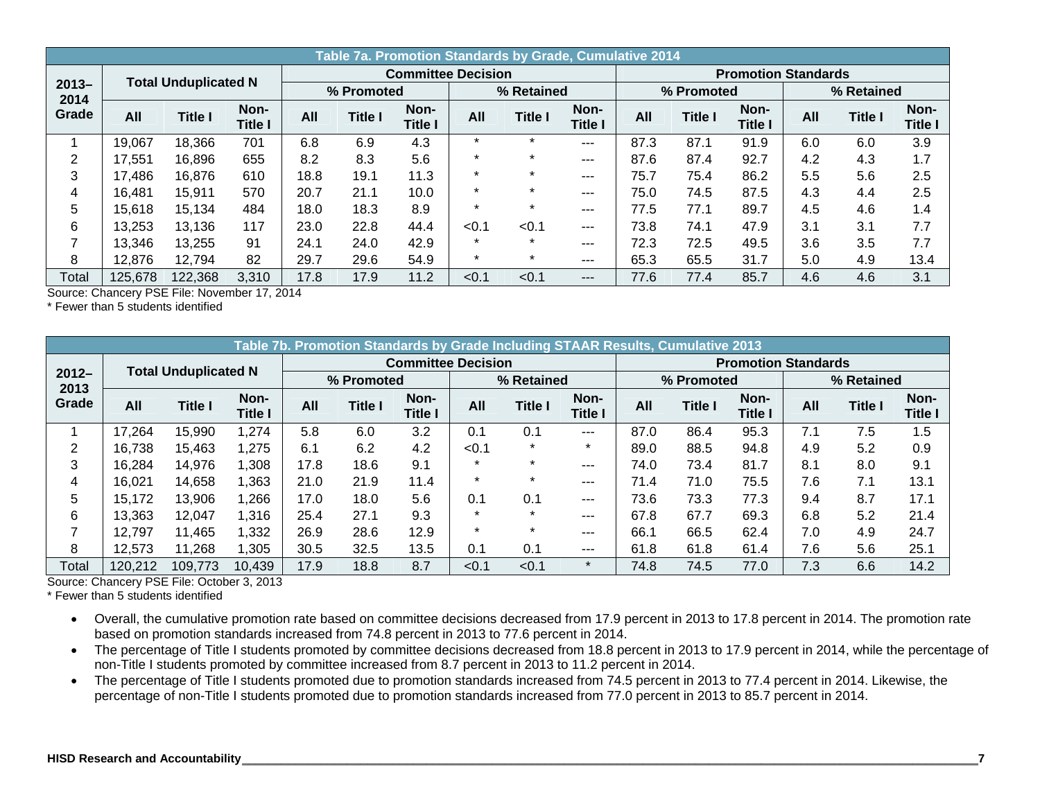**Table 7a. Promotion Standards by Grade, Cumulative 2014**

| 2013–2014 Grade | Total Unduplicated N | | | Committee Decision | | | | | | Promotion Standards | | | | | |
|---|---|---|---|---|---|---|---|---|---|---|---|---|---|---|---|
| | | | | % Promoted | | | % Retained | | | % Promoted | | | % Retained | | |
| | All | Title I | Non-Title I | All | Title I | Non-Title I | All | Title I | Non-Title I | All | Title I | Non-Title I | All | Title I | Non-Title I |
| 1 | 19,067 | 18,366 | 701 | 6.8 | 6.9 | 4.3 | * | * | --- | 87.3 | 87.1 | 91.9 | 6.0 | 6.0 | 3.9 |
| 2 | 17,551 | 16,896 | 655 | 8.2 | 8.3 | 5.6 | * | * | --- | 87.6 | 87.4 | 92.7 | 4.2 | 4.3 | 1.7 |
| 3 | 17,486 | 16,876 | 610 | 18.8 | 19.1 | 11.3 | * | * | --- | 75.7 | 75.4 | 86.2 | 5.5 | 5.6 | 2.5 |
| 4 | 16,481 | 15,911 | 570 | 20.7 | 21.1 | 10.0 | * | * | --- | 75.0 | 74.5 | 87.5 | 4.3 | 4.4 | 2.5 |
| 5 | 15,618 | 15,134 | 484 | 18.0 | 18.3 | 8.9 | * | * | --- | 77.5 | 77.1 | 89.7 | 4.5 | 4.6 | 1.4 |
| 6 | 13,253 | 13,136 | 117 | 23.0 | 22.8 | 44.4 | <0.1 | <0.1 | --- | 73.8 | 74.1 | 47.9 | 3.1 | 3.1 | 7.7 |
| 7 | 13,346 | 13,255 | 91 | 24.1 | 24.0 | 42.9 | * | * | --- | 72.3 | 72.5 | 49.5 | 3.6 | 3.5 | 7.7 |
| 8 | 12,876 | 12,794 | 82 | 29.7 | 29.6 | 54.9 | * | * | --- | 65.3 | 65.5 | 31.7 | 5.0 | 4.9 | 13.4 |
| Total | 125,678 | 122,368 | 3,310 | 17.8 | 17.9 | 11.2 | <0.1 | <0.1 | --- | 77.6 | 77.4 | 85.7 | 4.6 | 4.6 | 3.1 |

Source: Chancery PSE File: November 17, 2014
* Fewer than 5 students identified

**Table 7b. Promotion Standards by Grade Including STAAR Results, Cumulative 2013**

| 2012–2013 Grade | Total Unduplicated N | | | Committee Decision | | | | | | Promotion Standards | | | | | |
|---|---|---|---|---|---|---|---|---|---|---|---|---|---|---|---|
| | | | | % Promoted | | | % Retained | | | % Promoted | | | % Retained | | |
| | All | Title I | Non-Title I | All | Title I | Non-Title I | All | Title I | Non-Title I | All | Title I | Non-Title I | All | Title I | Non-Title I |
| 1 | 17,264 | 15,990 | 1,274 | 5.8 | 6.0 | 3.2 | 0.1 | 0.1 | --- | 87.0 | 86.4 | 95.3 | 7.1 | 7.5 | 1.5 |
| 2 | 16,738 | 15,463 | 1,275 | 6.1 | 6.2 | 4.2 | <0.1 | * | * | 89.0 | 88.5 | 94.8 | 4.9 | 5.2 | 0.9 |
| 3 | 16,284 | 14,976 | 1,308 | 17.8 | 18.6 | 9.1 | * | * | --- | 74.0 | 73.4 | 81.7 | 8.1 | 8.0 | 9.1 |
| 4 | 16,021 | 14,658 | 1,363 | 21.0 | 21.9 | 11.4 | * | * | --- | 71.4 | 71.0 | 75.5 | 7.6 | 7.1 | 13.1 |
| 5 | 15,172 | 13,906 | 1,266 | 17.0 | 18.0 | 5.6 | 0.1 | 0.1 | --- | 73.6 | 73.3 | 77.3 | 9.4 | 8.7 | 17.1 |
| 6 | 13,363 | 12,047 | 1,316 | 25.4 | 27.1 | 9.3 | * | * | --- | 67.8 | 67.7 | 69.3 | 6.8 | 5.2 | 21.4 |
| 7 | 12,797 | 11,465 | 1,332 | 26.9 | 28.6 | 12.9 | * | * | --- | 66.1 | 66.5 | 62.4 | 7.0 | 4.9 | 24.7 |
| 8 | 12,573 | 11,268 | 1,305 | 30.5 | 32.5 | 13.5 | 0.1 | 0.1 | --- | 61.8 | 61.8 | 61.4 | 7.6 | 5.6 | 25.1 |
| Total | 120,212 | 109,773 | 10,439 | 17.9 | 18.8 | 8.7 | <0.1 | <0.1 | * | 74.8 | 74.5 | 77.0 | 7.3 | 6.6 | 14.2 |

Source: Chancery PSE File: October 3, 2013
* Fewer than 5 students identified

- Overall, the cumulative promotion rate based on committee decisions decreased from 17.9 percent in 2013 to 17.8 percent in 2014. The promotion rate based on promotion standards increased from 74.8 percent in 2013 to 77.6 percent in 2014.
- The percentage of Title I students promoted by committee decisions decreased from 18.8 percent in 2013 to 17.9 percent in 2014, while the percentage of non-Title I students promoted by committee increased from 8.7 percent in 2013 to 11.2 percent in 2014.
- The percentage of Title I students promoted due to promotion standards increased from 74.5 percent in 2013 to 77.4 percent in 2014. Likewise, the percentage of non-Title I students promoted due to promotion standards increased from 77.0 percent in 2013 to 85.7 percent in 2014.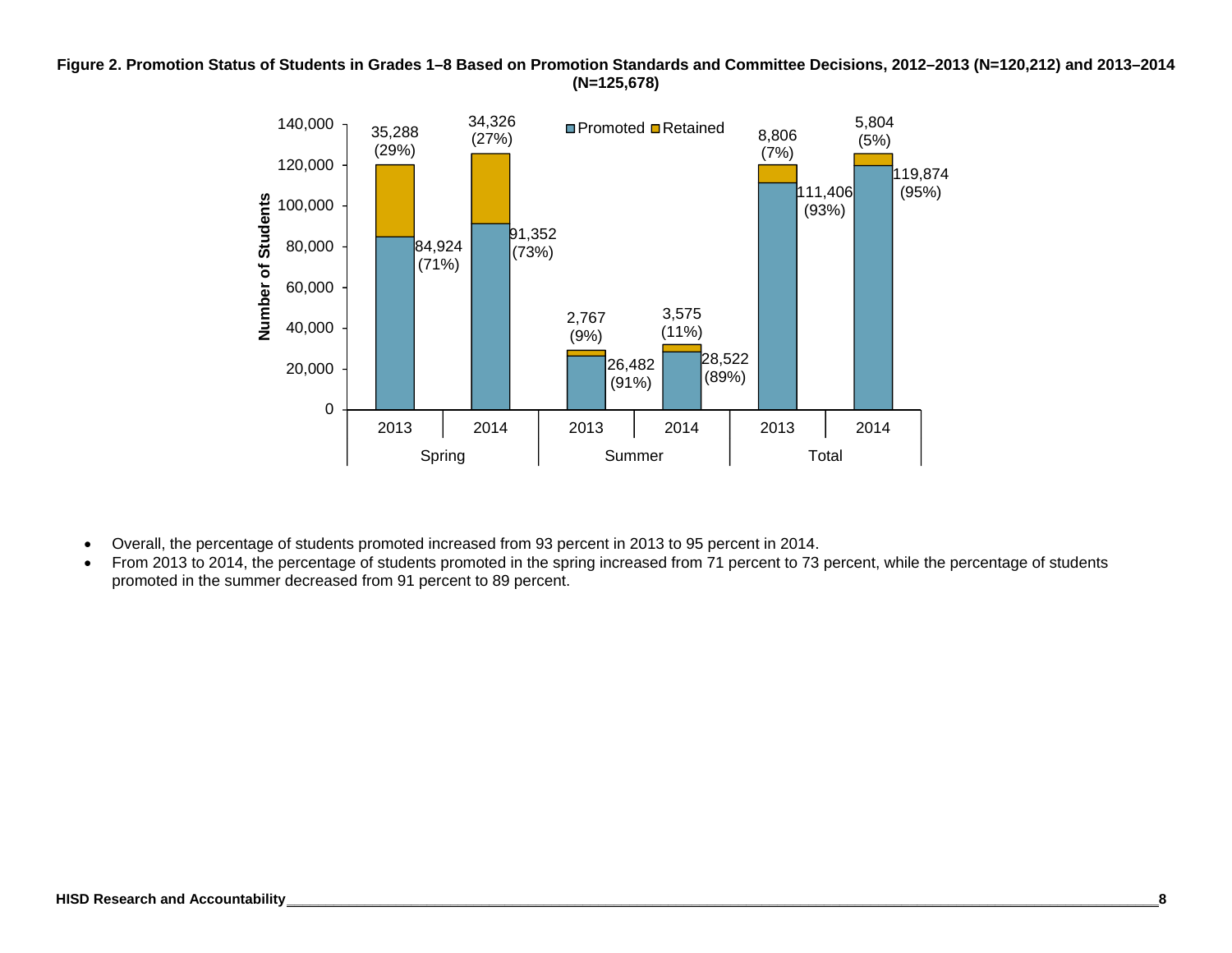**Figure 2. Promotion Status of Students in Grades 1–8 Based on Promotion Standards and Committee Decisions, 2012–2013 (N=120,212) and 2013–2014 (N=125,678)**

| | | Promoted | Retained |
|---|---|---|---|
| Spring | 2013 | 84,924 (71%) | 35,288 (29%) |
| Spring | 2014 | 91,352 (73%) | 34,326 (27%) |
| Summer | 2013 | 26,482 (91%) | 2,767 (9%) |
| Summer | 2014 | 28,522 (89%) | 3,575 (11%) |
| Total | 2013 | 111,406 (93%) | 8,806 (7%) |
| Total | 2014 | 119,874 (95%) | 5,804 (5%) |

- Overall, the percentage of students promoted increased from 93 percent in 2013 to 95 percent in 2014.
- From 2013 to 2014, the percentage of students promoted in the spring increased from 71 percent to 73 percent, while the percentage of students promoted in the summer decreased from 91 percent to 89 percent.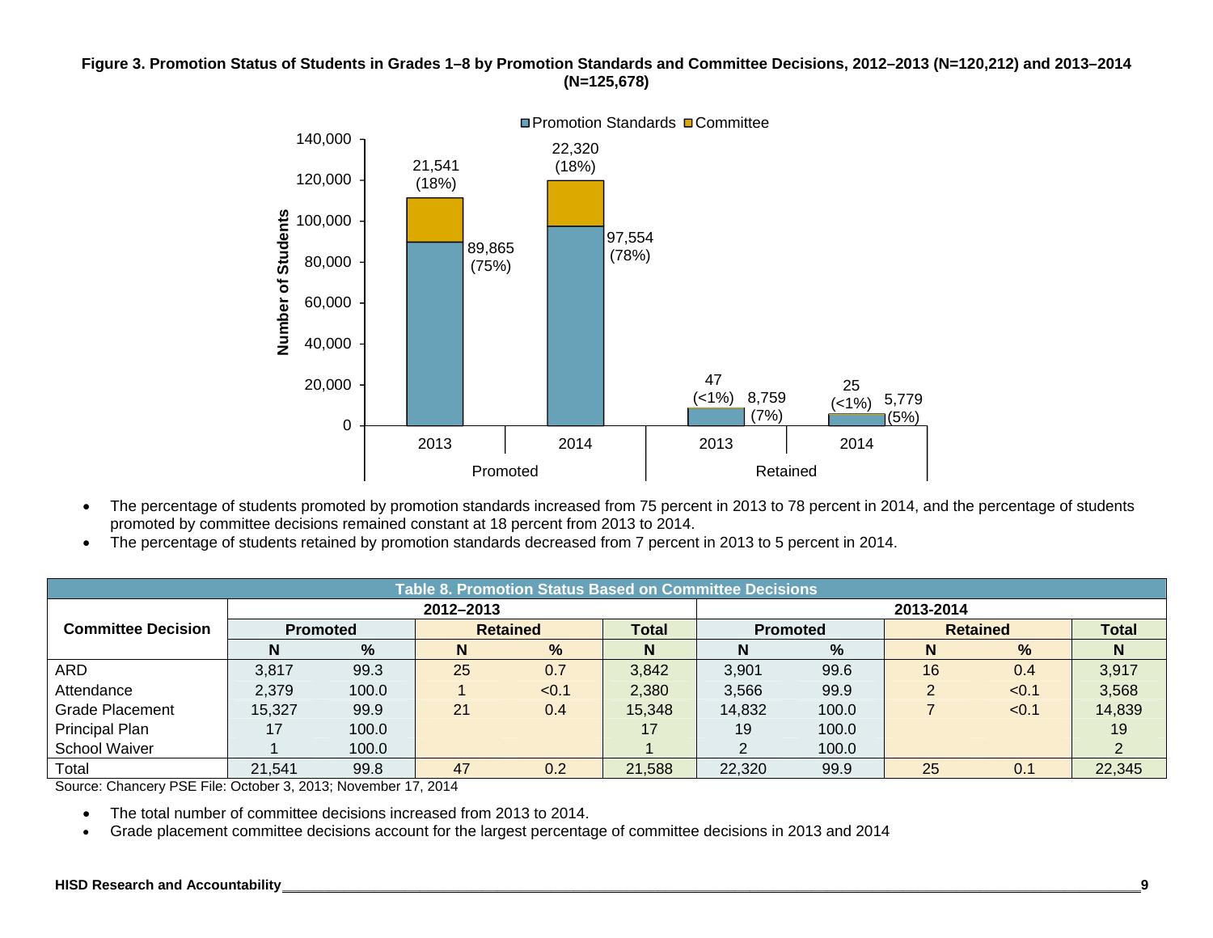**Figure 3. Promotion Status of Students in Grades 1–8 by Promotion Standards and Committee Decisions, 2012–2013 (N=120,212) and 2013–2014 (N=125,678)**

| | Promoted 2013 | Promoted 2014 | Retained 2013 | Retained 2014 |
|---|---|---|---|---|
| Promotion Standards | 89,865 (75%) | 97,554 (78%) | 8,759 (7%) | 5,779 (5%) |
| Committee | 21,541 (18%) | 22,320 (18%) | 47 (<1%) | 25 (<1%) |

- The percentage of students promoted by promotion standards increased from 75 percent in 2013 to 78 percent in 2014, and the percentage of students promoted by committee decisions remained constant at 18 percent from 2013 to 2014.
- The percentage of students retained by promotion standards decreased from 7 percent in 2013 to 5 percent in 2014.

**Table 8. Promotion Status Based on Committee Decisions**

| Committee Decision | 2012–2013 | | | | | 2013-2014 | | | | |
|---|---|---|---|---|---|---|---|---|---|---|
| | Promoted | | Retained | | Total | Promoted | | Retained | | Total |
| | N | % | N | % | N | N | % | N | % | N |
| ARD | 3,817 | 99.3 | 25 | 0.7 | 3,842 | 3,901 | 99.6 | 16 | 0.4 | 3,917 |
| Attendance | 2,379 | 100.0 | 1 | <0.1 | 2,380 | 3,566 | 99.9 | 2 | <0.1 | 3,568 |
| Grade Placement | 15,327 | 99.9 | 21 | 0.4 | 15,348 | 14,832 | 100.0 | 7 | <0.1 | 14,839 |
| Principal Plan | 17 | 100.0 | | | 17 | 19 | 100.0 | | | 19 |
| School Waiver | 1 | 100.0 | | | 1 | 2 | 100.0 | | | 2 |
| Total | 21,541 | 99.8 | 47 | 0.2 | 21,588 | 22,320 | 99.9 | 25 | 0.1 | 22,345 |

Source: Chancery PSE File: October 3, 2013; November 17, 2014

- The total number of committee decisions increased from 2013 to 2014.
- Grade placement committee decisions account for the largest percentage of committee decisions in 2013 and 2014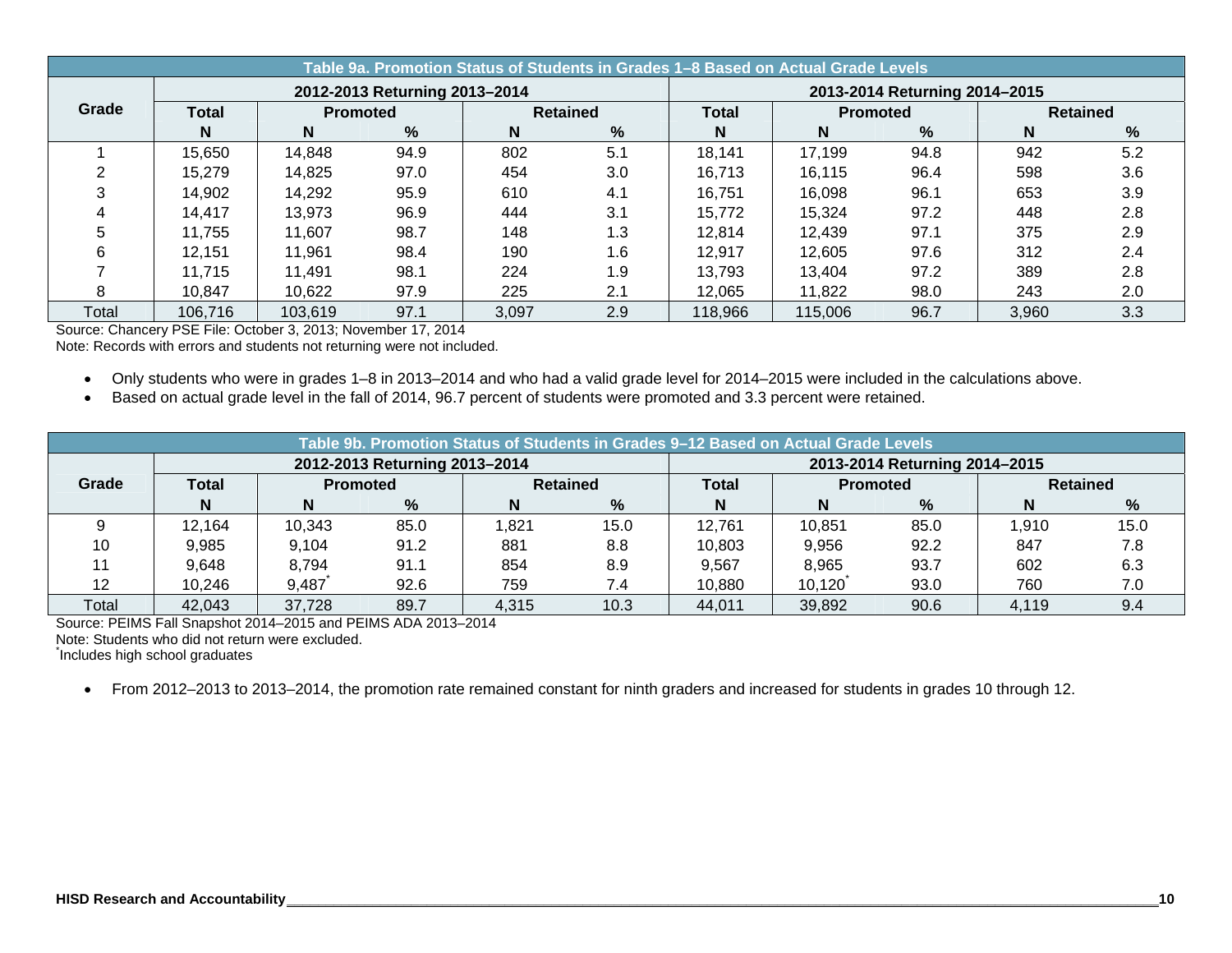**Table 9a. Promotion Status of Students in Grades 1–8 Based on Actual Grade Levels**

| Grade | 2012-2013 Returning 2013–2014 | | | | | 2013-2014 Returning 2014–2015 | | | | |
|---|---|---|---|---|---|---|---|---|---|---|
| | Total | Promoted | | Retained | | Total | Promoted | | Retained | |
| | N | N | % | N | % | N | N | % | N | % |
| 1 | 15,650 | 14,848 | 94.9 | 802 | 5.1 | 18,141 | 17,199 | 94.8 | 942 | 5.2 |
| 2 | 15,279 | 14,825 | 97.0 | 454 | 3.0 | 16,713 | 16,115 | 96.4 | 598 | 3.6 |
| 3 | 14,902 | 14,292 | 95.9 | 610 | 4.1 | 16,751 | 16,098 | 96.1 | 653 | 3.9 |
| 4 | 14,417 | 13,973 | 96.9 | 444 | 3.1 | 15,772 | 15,324 | 97.2 | 448 | 2.8 |
| 5 | 11,755 | 11,607 | 98.7 | 148 | 1.3 | 12,814 | 12,439 | 97.1 | 375 | 2.9 |
| 6 | 12,151 | 11,961 | 98.4 | 190 | 1.6 | 12,917 | 12,605 | 97.6 | 312 | 2.4 |
| 7 | 11,715 | 11,491 | 98.1 | 224 | 1.9 | 13,793 | 13,404 | 97.2 | 389 | 2.8 |
| 8 | 10,847 | 10,622 | 97.9 | 225 | 2.1 | 12,065 | 11,822 | 98.0 | 243 | 2.0 |
| Total | 106,716 | 103,619 | 97.1 | 3,097 | 2.9 | 118,966 | 115,006 | 96.7 | 3,960 | 3.3 |

Source: Chancery PSE File: October 3, 2013; November 17, 2014

Note: Records with errors and students not returning were not included.

- Only students who were in grades 1–8 in 2013–2014 and who had a valid grade level for 2014–2015 were included in the calculations above.
- Based on actual grade level in the fall of 2014, 96.7 percent of students were promoted and 3.3 percent were retained.

**Table 9b. Promotion Status of Students in Grades 9–12 Based on Actual Grade Levels**

| Grade | 2012-2013 Returning 2013–2014 | | | | | 2013-2014 Returning 2014–2015 | | | | |
|---|---|---|---|---|---|---|---|---|---|---|
| | Total | Promoted | | Retained | | Total | Promoted | | Retained | |
| | N | N | % | N | % | N | N | % | N | % |
| 9 | 12,164 | 10,343 | 85.0 | 1,821 | 15.0 | 12,761 | 10,851 | 85.0 | 1,910 | 15.0 |
| 10 | 9,985 | 9,104 | 91.2 | 881 | 8.8 | 10,803 | 9,956 | 92.2 | 847 | 7.8 |
| 11 | 9,648 | 8,794 | 91.1 | 854 | 8.9 | 9,567 | 8,965 | 93.7 | 602 | 6.3 |
| 12 | 10,246 | 9,487* | 92.6 | 759 | 7.4 | 10,880 | 10,120* | 93.0 | 760 | 7.0 |
| Total | 42,043 | 37,728 | 89.7 | 4,315 | 10.3 | 44,011 | 39,892 | 90.6 | 4,119 | 9.4 |

Source: PEIMS Fall Snapshot 2014–2015 and PEIMS ADA 2013–2014

Note: Students who did not return were excluded.

*Includes high school graduates

- From 2012–2013 to 2013–2014, the promotion rate remained constant for ninth graders and increased for students in grades 10 through 12.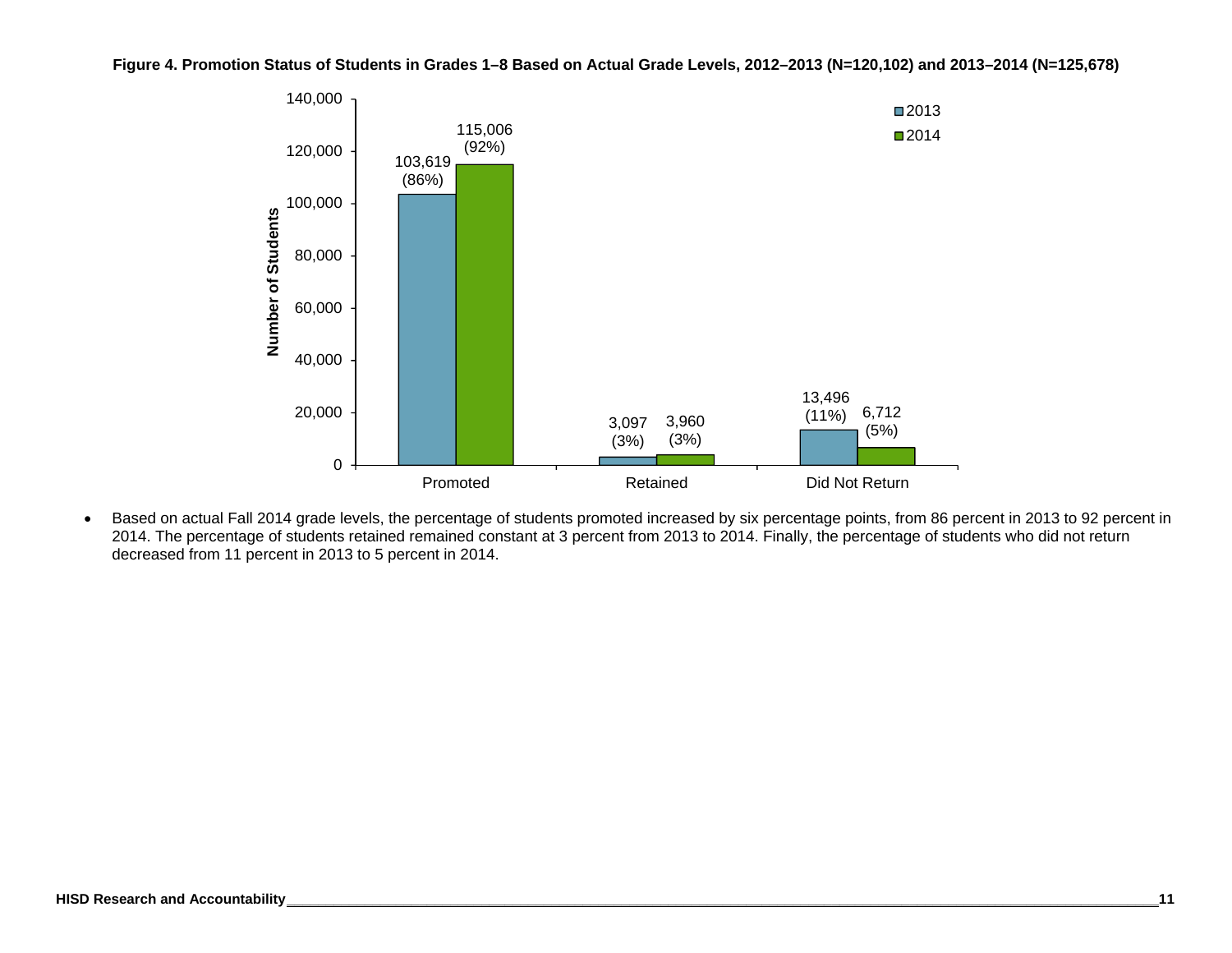**Figure 4. Promotion Status of Students in Grades 1–8 Based on Actual Grade Levels, 2012–2013 (N=120,102) and 2013–2014 (N=125,678)**

| | 2013 | 2014 |
|---|---|---|
| Promoted | 103,619 (86%) | 115,006 (92%) |
| Retained | 3,097 (3%) | 3,960 (3%) |
| Did Not Return | 13,496 (11%) | 6,712 (5%) |

- Based on actual Fall 2014 grade levels, the percentage of students promoted increased by six percentage points, from 86 percent in 2013 to 92 percent in 2014. The percentage of students retained remained constant at 3 percent from 2013 to 2014. Finally, the percentage of students who did not return decreased from 11 percent in 2013 to 5 percent in 2014.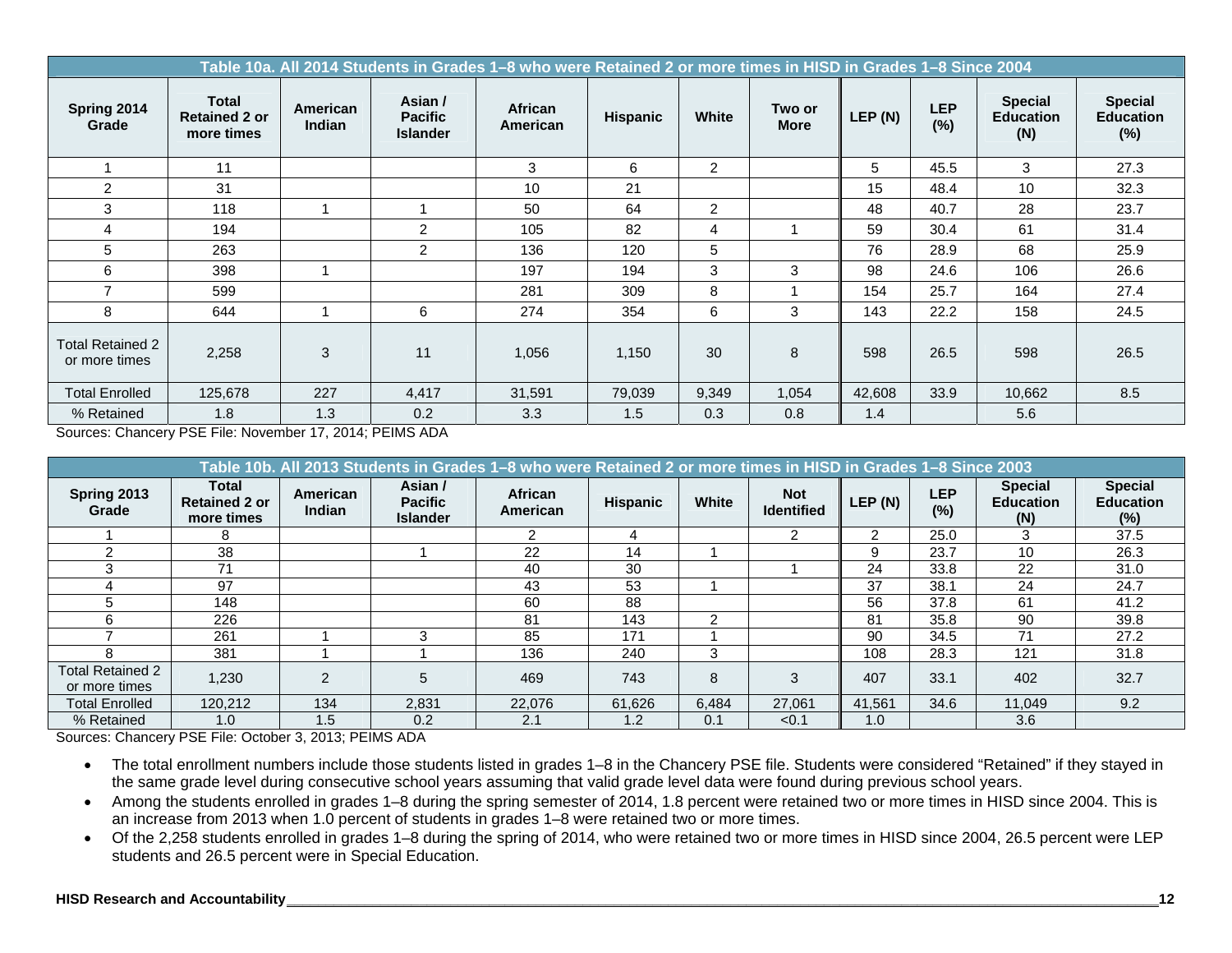**Table 10a. All 2014 Students in Grades 1–8 who were Retained 2 or more times in HISD in Grades 1–8 Since 2004**

| Spring 2014 Grade | Total Retained 2 or more times | American Indian | Asian / Pacific Islander | African American | Hispanic | White | Two or More | LEP (N) | LEP (%) | Special Education (N) | Special Education (%) |
|---|---|---|---|---|---|---|---|---|---|---|---|
| 1 | 11 | | | 3 | 6 | 2 | | 5 | 45.5 | 3 | 27.3 |
| 2 | 31 | | | 10 | 21 | | | 15 | 48.4 | 10 | 32.3 |
| 3 | 118 | 1 | 1 | 50 | 64 | 2 | | 48 | 40.7 | 28 | 23.7 |
| 4 | 194 | | 2 | 105 | 82 | 4 | 1 | 59 | 30.4 | 61 | 31.4 |
| 5 | 263 | | 2 | 136 | 120 | 5 | | 76 | 28.9 | 68 | 25.9 |
| 6 | 398 | 1 | | 197 | 194 | 3 | 3 | 98 | 24.6 | 106 | 26.6 |
| 7 | 599 | | | 281 | 309 | 8 | 1 | 154 | 25.7 | 164 | 27.4 |
| 8 | 644 | 1 | 6 | 274 | 354 | 6 | 3 | 143 | 22.2 | 158 | 24.5 |
| Total Retained 2 or more times | 2,258 | 3 | 11 | 1,056 | 1,150 | 30 | 8 | 598 | 26.5 | 598 | 26.5 |
| Total Enrolled | 125,678 | 227 | 4,417 | 31,591 | 79,039 | 9,349 | 1,054 | 42,608 | 33.9 | 10,662 | 8.5 |
| % Retained | 1.8 | 1.3 | 0.2 | 3.3 | 1.5 | 0.3 | 0.8 | 1.4 | | 5.6 | |

Sources: Chancery PSE File: November 17, 2014; PEIMS ADA

**Table 10b. All 2013 Students in Grades 1–8 who were Retained 2 or more times in HISD in Grades 1–8 Since 2003**

| Spring 2013 Grade | Total Retained 2 or more times | American Indian | Asian / Pacific Islander | African American | Hispanic | White | Not Identified | LEP (N) | LEP (%) | Special Education (N) | Special Education (%) |
|---|---|---|---|---|---|---|---|---|---|---|---|
| 1 | 8 | | | 2 | 4 | | 2 | 2 | 25.0 | 3 | 37.5 |
| 2 | 38 | | 1 | 22 | 14 | 1 | | 9 | 23.7 | 10 | 26.3 |
| 3 | 71 | | | 40 | 30 | | 1 | 24 | 33.8 | 22 | 31.0 |
| 4 | 97 | | | 43 | 53 | 1 | | 37 | 38.1 | 24 | 24.7 |
| 5 | 148 | | | 60 | 88 | | | 56 | 37.8 | 61 | 41.2 |
| 6 | 226 | | | 81 | 143 | 2 | | 81 | 35.8 | 90 | 39.8 |
| 7 | 261 | 1 | 3 | 85 | 171 | 1 | | 90 | 34.5 | 71 | 27.2 |
| 8 | 381 | 1 | 1 | 136 | 240 | 3 | | 108 | 28.3 | 121 | 31.8 |
| Total Retained 2 or more times | 1,230 | 2 | 5 | 469 | 743 | 8 | 3 | 407 | 33.1 | 402 | 32.7 |
| Total Enrolled | 120,212 | 134 | 2,831 | 22,076 | 61,626 | 6,484 | 27,061 | 41,561 | 34.6 | 11,049 | 9.2 |
| % Retained | 1.0 | 1.5 | 0.2 | 2.1 | 1.2 | 0.1 | <0.1 | 1.0 | | 3.6 | |

Sources: Chancery PSE File: October 3, 2013; PEIMS ADA

- The total enrollment numbers include those students listed in grades 1–8 in the Chancery PSE file. Students were considered "Retained" if they stayed in the same grade level during consecutive school years assuming that valid grade level data were found during previous school years.
- Among the students enrolled in grades 1–8 during the spring semester of 2014, 1.8 percent were retained two or more times in HISD since 2004. This is an increase from 2013 when 1.0 percent of students in grades 1–8 were retained two or more times.
- Of the 2,258 students enrolled in grades 1–8 during the spring of 2014, who were retained two or more times in HISD since 2004, 26.5 percent were LEP students and 26.5 percent were in Special Education.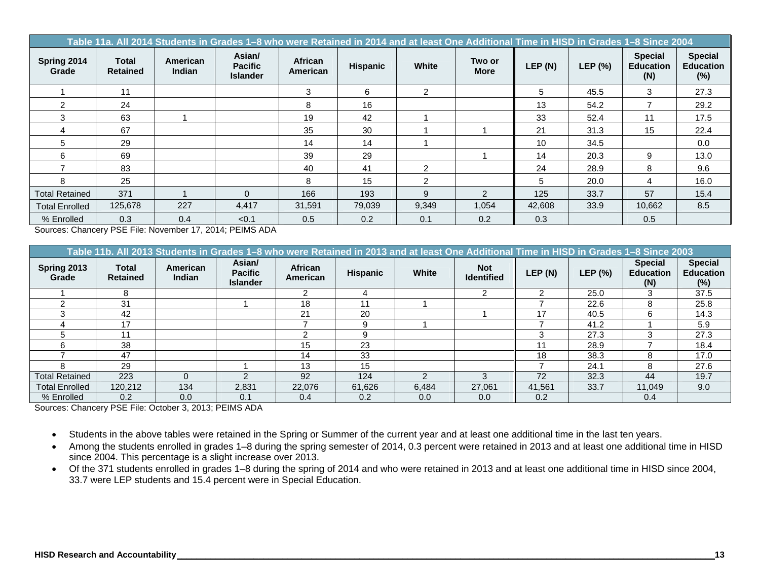| Table 11a. All 2014 Students in Grades 1–8 who were Retained in 2014 and at least One Additional Time in HISD in Grades 1–8 Since 2004 | | | | | | | | | | | |
|---|---|---|---|---|---|---|---|---|---|---|---|
| Spring 2014 Grade | Total Retained | American Indian | Asian/ Pacific Islander | African American | Hispanic | White | Two or More | LEP (N) | LEP (%) | Special Education (N) | Special Education (%) |
| 1 | 11 | | | 3 | 6 | 2 | | 5 | 45.5 | 3 | 27.3 |
| 2 | 24 | | | 8 | 16 | | | 13 | 54.2 | 7 | 29.2 |
| 3 | 63 | 1 | | 19 | 42 | 1 | | 33 | 52.4 | 11 | 17.5 |
| 4 | 67 | | | 35 | 30 | 1 | 1 | 21 | 31.3 | 15 | 22.4 |
| 5 | 29 | | | 14 | 14 | 1 | | 10 | 34.5 | | 0.0 |
| 6 | 69 | | | 39 | 29 | | 1 | 14 | 20.3 | 9 | 13.0 |
| 7 | 83 | | | 40 | 41 | 2 | | 24 | 28.9 | 8 | 9.6 |
| 8 | 25 | | | 8 | 15 | 2 | | 5 | 20.0 | 4 | 16.0 |
| Total Retained | 371 | 1 | 0 | 166 | 193 | 9 | 2 | 125 | 33.7 | 57 | 15.4 |
| Total Enrolled | 125,678 | 227 | 4,417 | 31,591 | 79,039 | 9,349 | 1,054 | 42,608 | 33.9 | 10,662 | 8.5 |
| % Enrolled | 0.3 | 0.4 | <0.1 | 0.5 | 0.2 | 0.1 | 0.2 | 0.3 | | 0.5 | |

Sources: Chancery PSE File: November 17, 2014; PEIMS ADA

| Table 11b. All 2013 Students in Grades 1–8 who were Retained in 2013 and at least One Additional Time in HISD in Grades 1–8 Since 2003 | | | | | | | | | | | |
|---|---|---|---|---|---|---|---|---|---|---|---|
| Spring 2013 Grade | Total Retained | American Indian | Asian/ Pacific Islander | African American | Hispanic | White | Not Identified | LEP (N) | LEP (%) | Special Education (N) | Special Education (%) |
| 1 | 8 | | | 2 | 4 | | 2 | 2 | 25.0 | 3 | 37.5 |
| 2 | 31 | | 1 | 18 | 11 | 1 | | 7 | 22.6 | 8 | 25.8 |
| 3 | 42 | | | 21 | 20 | | 1 | 17 | 40.5 | 6 | 14.3 |
| 4 | 17 | | | 7 | 9 | 1 | | 7 | 41.2 | 1 | 5.9 |
| 5 | 11 | | | 2 | 9 | | | 3 | 27.3 | 3 | 27.3 |
| 6 | 38 | | | 15 | 23 | | | 11 | 28.9 | 7 | 18.4 |
| 7 | 47 | | | 14 | 33 | | | 18 | 38.3 | 8 | 17.0 |
| 8 | 29 | | 1 | 13 | 15 | | | 7 | 24.1 | 8 | 27.6 |
| Total Retained | 223 | 0 | 2 | 92 | 124 | 2 | 3 | 72 | 32.3 | 44 | 19.7 |
| Total Enrolled | 120,212 | 134 | 2,831 | 22,076 | 61,626 | 6,484 | 27,061 | 41,561 | 33.7 | 11,049 | 9.0 |
| % Enrolled | 0.2 | 0.0 | 0.1 | 0.4 | 0.2 | 0.0 | 0.0 | 0.2 | | 0.4 | |

Sources: Chancery PSE File: October 3, 2013; PEIMS ADA

- Students in the above tables were retained in the Spring or Summer of the current year and at least one additional time in the last ten years.
- Among the students enrolled in grades 1–8 during the spring semester of 2014, 0.3 percent were retained in 2013 and at least one additional time in HISD since 2004. This percentage is a slight increase over 2013.
- Of the 371 students enrolled in grades 1–8 during the spring of 2014 and who were retained in 2013 and at least one additional time in HISD since 2004, 33.7 were LEP students and 15.4 percent were in Special Education.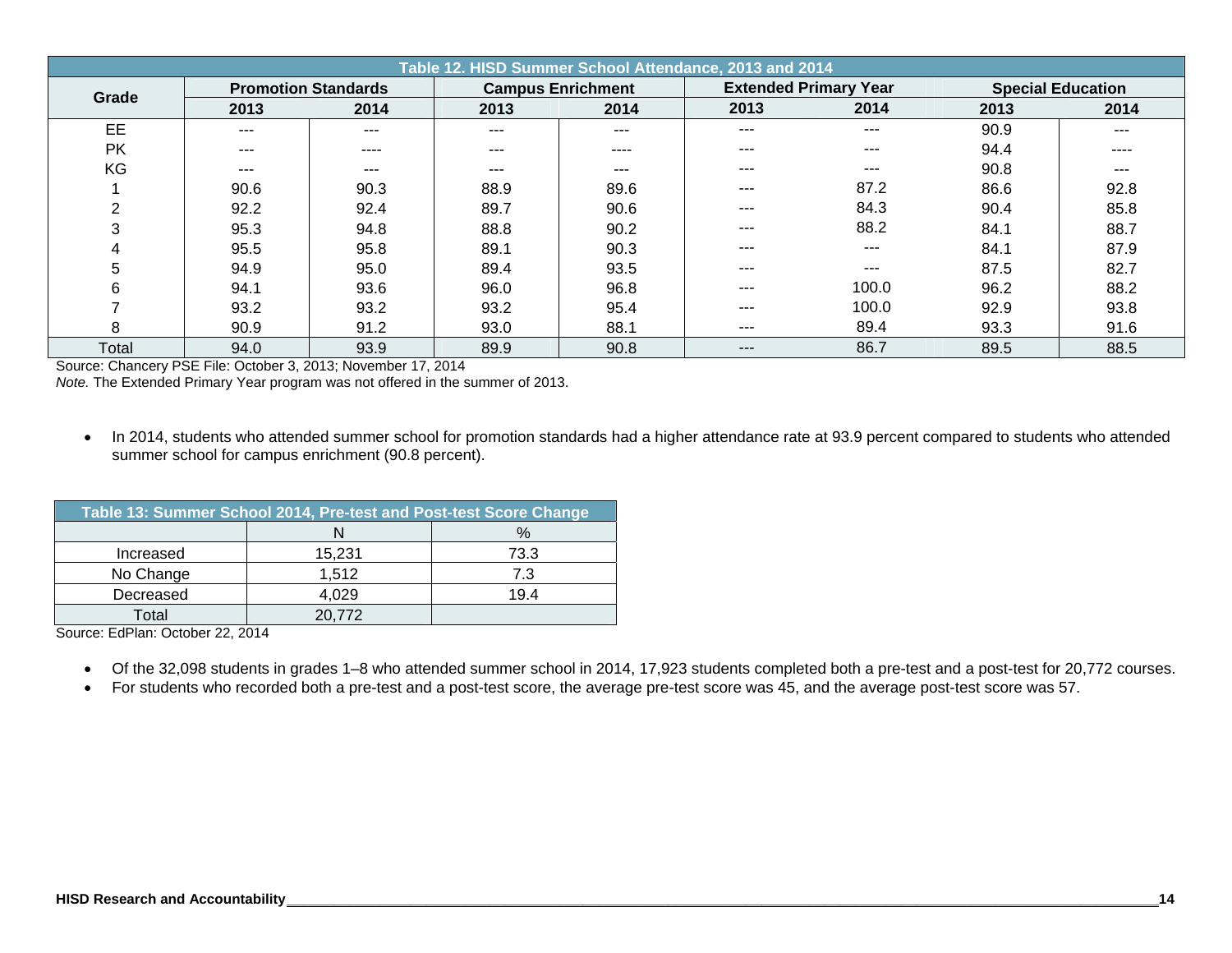**Table 12. HISD Summer School Attendance, 2013 and 2014**

| Grade | Promotion Standards | | Campus Enrichment | | Extended Primary Year | | Special Education | |
|---|---|---|---|---|---|---|---|---|
| | 2013 | 2014 | 2013 | 2014 | 2013 | 2014 | 2013 | 2014 |
| EE | --- | --- | --- | --- | --- | --- | 90.9 | --- |
| PK | --- | ---- | --- | ---- | --- | --- | 94.4 | ---- |
| KG | --- | --- | --- | --- | --- | --- | 90.8 | --- |
| 1 | 90.6 | 90.3 | 88.9 | 89.6 | --- | 87.2 | 86.6 | 92.8 |
| 2 | 92.2 | 92.4 | 89.7 | 90.6 | --- | 84.3 | 90.4 | 85.8 |
| 3 | 95.3 | 94.8 | 88.8 | 90.2 | --- | 88.2 | 84.1 | 88.7 |
| 4 | 95.5 | 95.8 | 89.1 | 90.3 | --- | --- | 84.1 | 87.9 |
| 5 | 94.9 | 95.0 | 89.4 | 93.5 | --- | --- | 87.5 | 82.7 |
| 6 | 94.1 | 93.6 | 96.0 | 96.8 | --- | 100.0 | 96.2 | 88.2 |
| 7 | 93.2 | 93.2 | 93.2 | 95.4 | --- | 100.0 | 92.9 | 93.8 |
| 8 | 90.9 | 91.2 | 93.0 | 88.1 | --- | 89.4 | 93.3 | 91.6 |
| Total | 94.0 | 93.9 | 89.9 | 90.8 | --- | 86.7 | 89.5 | 88.5 |

Source: Chancery PSE File: October 3, 2013; November 17, 2014

*Note.* The Extended Primary Year program was not offered in the summer of 2013.

- In 2014, students who attended summer school for promotion standards had a higher attendance rate at 93.9 percent compared to students who attended summer school for campus enrichment (90.8 percent).

**Table 13: Summer School 2014, Pre-test and Post-test Score Change**

| | N | % |
|---|---|---|
| Increased | 15,231 | 73.3 |
| No Change | 1,512 | 7.3 |
| Decreased | 4,029 | 19.4 |
| Total | 20,772 | |

Source: EdPlan: October 22, 2014

- Of the 32,098 students in grades 1–8 who attended summer school in 2014, 17,923 students completed both a pre-test and a post-test for 20,772 courses.
- For students who recorded both a pre-test and a post-test score, the average pre-test score was 45, and the average post-test score was 57.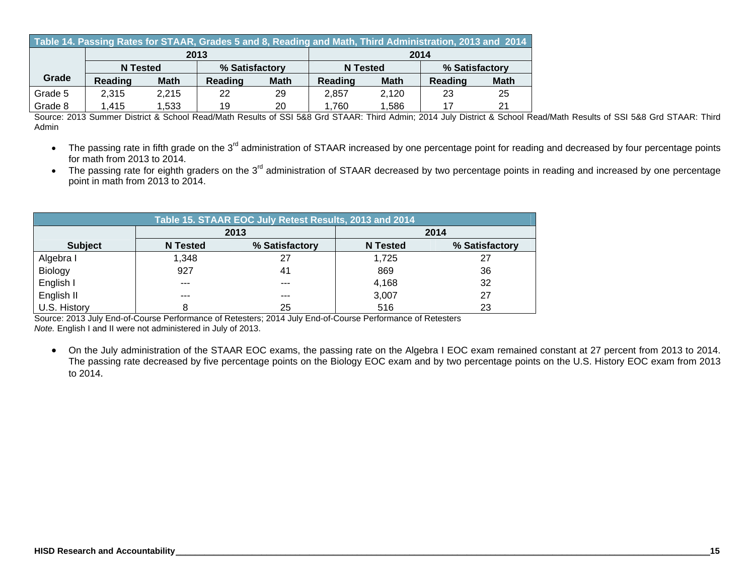**Table 14. Passing Rates for STAAR, Grades 5 and 8, Reading and Math, Third Administration, 2013 and 2014**

| Grade | 2013 | | | | 2014 | | | |
|---|---|---|---|---|---|---|---|---|
| | N Tested | | % Satisfactory | | N Tested | | % Satisfactory | |
| | Reading | Math | Reading | Math | Reading | Math | Reading | Math |
| Grade 5 | 2,315 | 2,215 | 22 | 29 | 2,857 | 2,120 | 23 | 25 |
| Grade 8 | 1,415 | 1,533 | 19 | 20 | 1,760 | 1,586 | 17 | 21 |

Source: 2013 Summer District & School Read/Math Results of SSI 5&8 Grd STAAR: Third Admin; 2014 July District & School Read/Math Results of SSI 5&8 Grd STAAR: Third Admin

- The passing rate in fifth grade on the 3rd administration of STAAR increased by one percentage point for reading and decreased by four percentage points for math from 2013 to 2014.
- The passing rate for eighth graders on the 3rd administration of STAAR decreased by two percentage points in reading and increased by one percentage point in math from 2013 to 2014.

**Table 15. STAAR EOC July Retest Results, 2013 and 2014**

| Subject | 2013 | | 2014 | |
|---|---|---|---|---|
| | N Tested | % Satisfactory | N Tested | % Satisfactory |
| Algebra I | 1,348 | 27 | 1,725 | 27 |
| Biology | 927 | 41 | 869 | 36 |
| English I | --- | --- | 4,168 | 32 |
| English II | --- | --- | 3,007 | 27 |
| U.S. History | 8 | 25 | 516 | 23 |

Source: 2013 July End-of-Course Performance of Retesters; 2014 July End-of-Course Performance of Retesters
*Note.* English I and II were not administered in July of 2013.

- On the July administration of the STAAR EOC exams, the passing rate on the Algebra I EOC exam remained constant at 27 percent from 2013 to 2014. The passing rate decreased by five percentage points on the Biology EOC exam and by two percentage points on the U.S. History EOC exam from 2013 to 2014.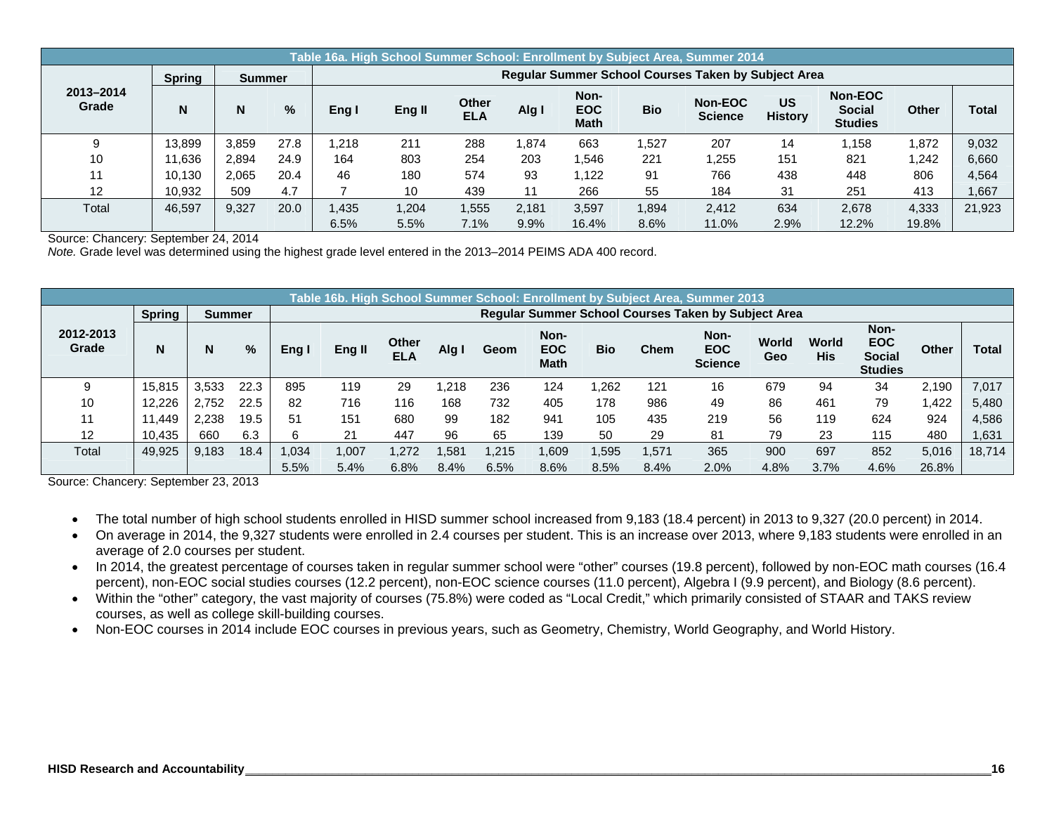**Table 16a. High School Summer School: Enrollment by Subject Area, Summer 2014**

| 2013–2014 Grade | Spring | Summer | | Regular Summer School Courses Taken by Subject Area | | | | | | | | | | |
|---|---|---|---|---|---|---|---|---|---|---|---|---|---|---|
| | N | N | % | Eng I | Eng II | Other ELA | Alg I | Non-EOC Math | Bio | Non-EOC Science | US History | Non-EOC Social Studies | Other | Total |
| 9 | 13,899 | 3,859 | 27.8 | 1,218 | 211 | 288 | 1,874 | 663 | 1,527 | 207 | 14 | 1,158 | 1,872 | 9,032 |
| 10 | 11,636 | 2,894 | 24.9 | 164 | 803 | 254 | 203 | 1,546 | 221 | 1,255 | 151 | 821 | 1,242 | 6,660 |
| 11 | 10,130 | 2,065 | 20.4 | 46 | 180 | 574 | 93 | 1,122 | 91 | 766 | 438 | 448 | 806 | 4,564 |
| 12 | 10,932 | 509 | 4.7 | 7 | 10 | 439 | 11 | 266 | 55 | 184 | 31 | 251 | 413 | 1,667 |
| Total | 46,597 | 9,327 | 20.0 | 1,435 | 1,204 | 1,555 | 2,181 | 3,597 | 1,894 | 2,412 | 634 | 2,678 | 4,333 | 21,923 |
| | | | | 6.5% | 5.5% | 7.1% | 9.9% | 16.4% | 8.6% | 11.0% | 2.9% | 12.2% | 19.8% | |

Source: Chancery: September 24, 2014

*Note.* Grade level was determined using the highest grade level entered in the 2013–2014 PEIMS ADA 400 record.

**Table 16b. High School Summer School: Enrollment by Subject Area, Summer 2013**

| 2012-2013 Grade | Spring | Summer | | Regular Summer School Courses Taken by Subject Area | | | | | | | | | | | | | | |
|---|---|---|---|---|---|---|---|---|---|---|---|---|---|---|---|---|---|---|
| | N | N | % | Eng I | Eng II | Other ELA | Alg I | Geom | Non-EOC Math | Bio | Chem | Non-EOC Science | World Geo | World His | Non-EOC Social Studies | Other | Total |
| 9 | 15,815 | 3,533 | 22.3 | 895 | 119 | 29 | 1,218 | 236 | 124 | 1,262 | 121 | 16 | 679 | 94 | 34 | 2,190 | 7,017 |
| 10 | 12,226 | 2,752 | 22.5 | 82 | 716 | 116 | 168 | 732 | 405 | 178 | 986 | 49 | 86 | 461 | 79 | 1,422 | 5,480 |
| 11 | 11,449 | 2,238 | 19.5 | 51 | 151 | 680 | 99 | 182 | 941 | 105 | 435 | 219 | 56 | 119 | 624 | 924 | 4,586 |
| 12 | 10,435 | 660 | 6.3 | 6 | 21 | 447 | 96 | 65 | 139 | 50 | 29 | 81 | 79 | 23 | 115 | 480 | 1,631 |
| Total | 49,925 | 9,183 | 18.4 | 1,034 | 1,007 | 1,272 | 1,581 | 1,215 | 1,609 | 1,595 | 1,571 | 365 | 900 | 697 | 852 | 5,016 | 18,714 |
| | | | | 5.5% | 5.4% | 6.8% | 8.4% | 6.5% | 8.6% | 8.5% | 8.4% | 2.0% | 4.8% | 3.7% | 4.6% | 26.8% | |

Source: Chancery: September 23, 2013

- The total number of high school students enrolled in HISD summer school increased from 9,183 (18.4 percent) in 2013 to 9,327 (20.0 percent) in 2014.
- On average in 2014, the 9,327 students were enrolled in 2.4 courses per student. This is an increase over 2013, where 9,183 students were enrolled in an average of 2.0 courses per student.
- In 2014, the greatest percentage of courses taken in regular summer school were "other" courses (19.8 percent), followed by non-EOC math courses (16.4 percent), non-EOC social studies courses (12.2 percent), non-EOC science courses (11.0 percent), Algebra I (9.9 percent), and Biology (8.6 percent).
- Within the "other" category, the vast majority of courses (75.8%) were coded as "Local Credit," which primarily consisted of STAAR and TAKS review courses, as well as college skill-building courses.
- Non-EOC courses in 2014 include EOC courses in previous years, such as Geometry, Chemistry, World Geography, and World History.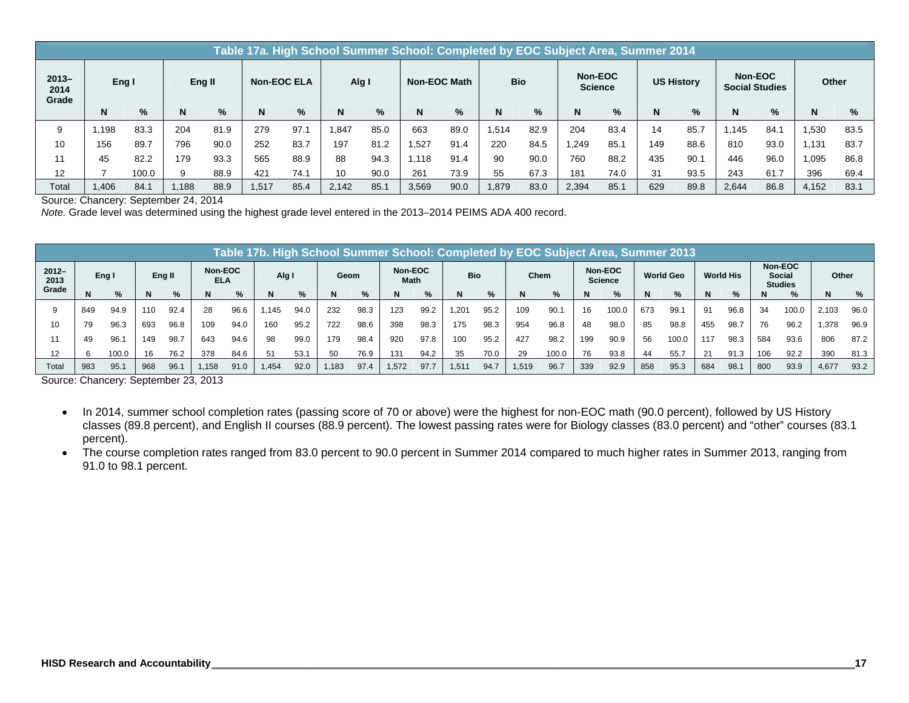**Table 17a. High School Summer School: Completed by EOC Subject Area, Summer 2014**

| 2013–2014 Grade | Eng I | | Eng II | | Non-EOC ELA | | Alg I | | Non-EOC Math | | Bio | | Non-EOC Science | | US History | | Non-EOC Social Studies | | Other | |
|---|---|---|---|---|---|---|---|---|---|---|---|---|---|---|---|---|---|---|---|---|
| | N | % | N | % | N | % | N | % | N | % | N | % | N | % | N | % | N | % | N | % |
| 9 | 1,198 | 83.3 | 204 | 81.9 | 279 | 97.1 | 1,847 | 85.0 | 663 | 89.0 | 1,514 | 82.9 | 204 | 83.4 | 14 | 85.7 | 1,145 | 84.1 | 1,530 | 83.5 |
| 10 | 156 | 89.7 | 796 | 90.0 | 252 | 83.7 | 197 | 81.2 | 1,527 | 91.4 | 220 | 84.5 | 1,249 | 85.1 | 149 | 88.6 | 810 | 93.0 | 1,131 | 83.7 |
| 11 | 45 | 82.2 | 179 | 93.3 | 565 | 88.9 | 88 | 94.3 | 1,118 | 91.4 | 90 | 90.0 | 760 | 88.2 | 435 | 90.1 | 446 | 96.0 | 1,095 | 86.8 |
| 12 | 7 | 100.0 | 9 | 88.9 | 421 | 74.1 | 10 | 90.0 | 261 | 73.9 | 55 | 67.3 | 181 | 74.0 | 31 | 93.5 | 243 | 61.7 | 396 | 69.4 |
| Total | 1,406 | 84.1 | 1,188 | 88.9 | 1,517 | 85.4 | 2,142 | 85.1 | 3,569 | 90.0 | 1,879 | 83.0 | 2,394 | 85.1 | 629 | 89.8 | 2,644 | 86.8 | 4,152 | 83.1 |

Source: Chancery: September 24, 2014

*Note.* Grade level was determined using the highest grade level entered in the 2013–2014 PEIMS ADA 400 record.

**Table 17b. High School Summer School: Completed by EOC Subject Area, Summer 2013**

| 2012–2013 Grade | Eng I | | Eng II | | Non-EOC ELA | | Alg I | | Geom | | Non-EOC Math | | Bio | | Chem | | Non-EOC Science | | World Geo | | World His | | Non-EOC Social Studies | | Other | |
|---|---|---|---|---|---|---|---|---|---|---|---|---|---|---|---|---|---|---|---|---|---|---|---|---|---|---|
| | N | % | N | % | N | % | N | % | N | % | N | % | N | % | N | % | N | % | N | % | N | % | N | % | N | % |
| 9 | 849 | 94.9 | 110 | 92.4 | 28 | 96.6 | 1,145 | 94.0 | 232 | 98.3 | 123 | 99.2 | 1,201 | 95.2 | 109 | 90.1 | 16 | 100.0 | 673 | 99.1 | 91 | 96.8 | 34 | 100.0 | 2,103 | 96.0 |
| 10 | 79 | 96.3 | 693 | 96.8 | 109 | 94.0 | 160 | 95.2 | 722 | 98.6 | 398 | 98.3 | 175 | 98.3 | 954 | 96.8 | 48 | 98.0 | 85 | 98.8 | 455 | 98.7 | 76 | 96.2 | 1,378 | 96.9 |
| 11 | 49 | 96.1 | 149 | 98.7 | 643 | 94.6 | 98 | 99.0 | 179 | 98.4 | 920 | 97.8 | 100 | 95.2 | 427 | 98.2 | 199 | 90.9 | 56 | 100.0 | 117 | 98.3 | 584 | 93.6 | 806 | 87.2 |
| 12 | 6 | 100.0 | 16 | 76.2 | 378 | 84.6 | 51 | 53.1 | 50 | 76.9 | 131 | 94.2 | 35 | 70.0 | 29 | 100.0 | 76 | 93.8 | 44 | 55.7 | 21 | 91.3 | 106 | 92.2 | 390 | 81.3 |
| Total | 983 | 95.1 | 968 | 96.1 | 1,158 | 91.0 | 1,454 | 92.0 | 1,183 | 97.4 | 1,572 | 97.7 | 1,511 | 94.7 | 1,519 | 96.7 | 339 | 92.9 | 858 | 95.3 | 684 | 98.1 | 800 | 93.9 | 4,677 | 93.2 |

Source: Chancery: September 23, 2013

- In 2014, summer school completion rates (passing score of 70 or above) were the highest for non-EOC math (90.0 percent), followed by US History classes (89.8 percent), and English II courses (88.9 percent). The lowest passing rates were for Biology classes (83.0 percent) and "other" courses (83.1 percent).
- The course completion rates ranged from 83.0 percent to 90.0 percent in Summer 2014 compared to much higher rates in Summer 2013, ranging from 91.0 to 98.1 percent.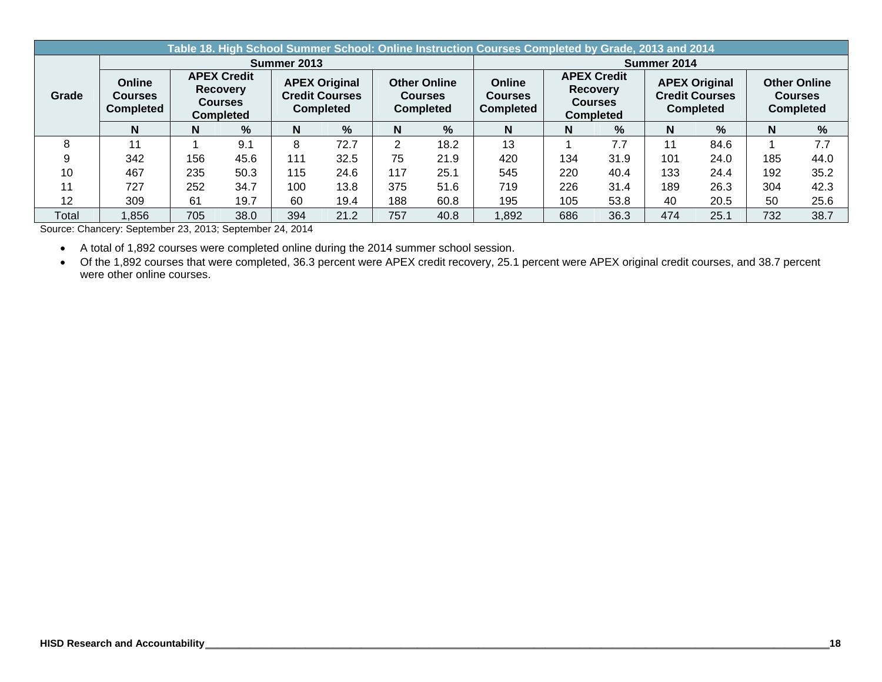| Table 18. High School Summer School: Online Instruction Courses Completed by Grade, 2013 and 2014 | | | | | | | | | | | | | | |
|---|---|---|---|---|---|---|---|---|---|---|---|---|---|---|
| Grade | Summer 2013 | | | | | | | Summer 2014 | | | | | | |
| | Online Courses Completed | APEX Credit Recovery Courses Completed | | APEX Original Credit Courses Completed | | Other Online Courses Completed | | Online Courses Completed | APEX Credit Recovery Courses Completed | | APEX Original Credit Courses Completed | | Other Online Courses Completed | |
| | N | N | % | N | % | N | % | N | N | % | N | % | N | % |
| 8 | 11 | 1 | 9.1 | 8 | 72.7 | 2 | 18.2 | 13 | 1 | 7.7 | 11 | 84.6 | 1 | 7.7 |
| 9 | 342 | 156 | 45.6 | 111 | 32.5 | 75 | 21.9 | 420 | 134 | 31.9 | 101 | 24.0 | 185 | 44.0 |
| 10 | 467 | 235 | 50.3 | 115 | 24.6 | 117 | 25.1 | 545 | 220 | 40.4 | 133 | 24.4 | 192 | 35.2 |
| 11 | 727 | 252 | 34.7 | 100 | 13.8 | 375 | 51.6 | 719 | 226 | 31.4 | 189 | 26.3 | 304 | 42.3 |
| 12 | 309 | 61 | 19.7 | 60 | 19.4 | 188 | 60.8 | 195 | 105 | 53.8 | 40 | 20.5 | 50 | 25.6 |
| Total | 1,856 | 705 | 38.0 | 394 | 21.2 | 757 | 40.8 | 1,892 | 686 | 36.3 | 474 | 25.1 | 732 | 38.7 |

Source: Chancery: September 23, 2013; September 24, 2014

- A total of 1,892 courses were completed online during the 2014 summer school session.
- Of the 1,892 courses that were completed, 36.3 percent were APEX credit recovery, 25.1 percent were APEX original credit courses, and 38.7 percent were other online courses.